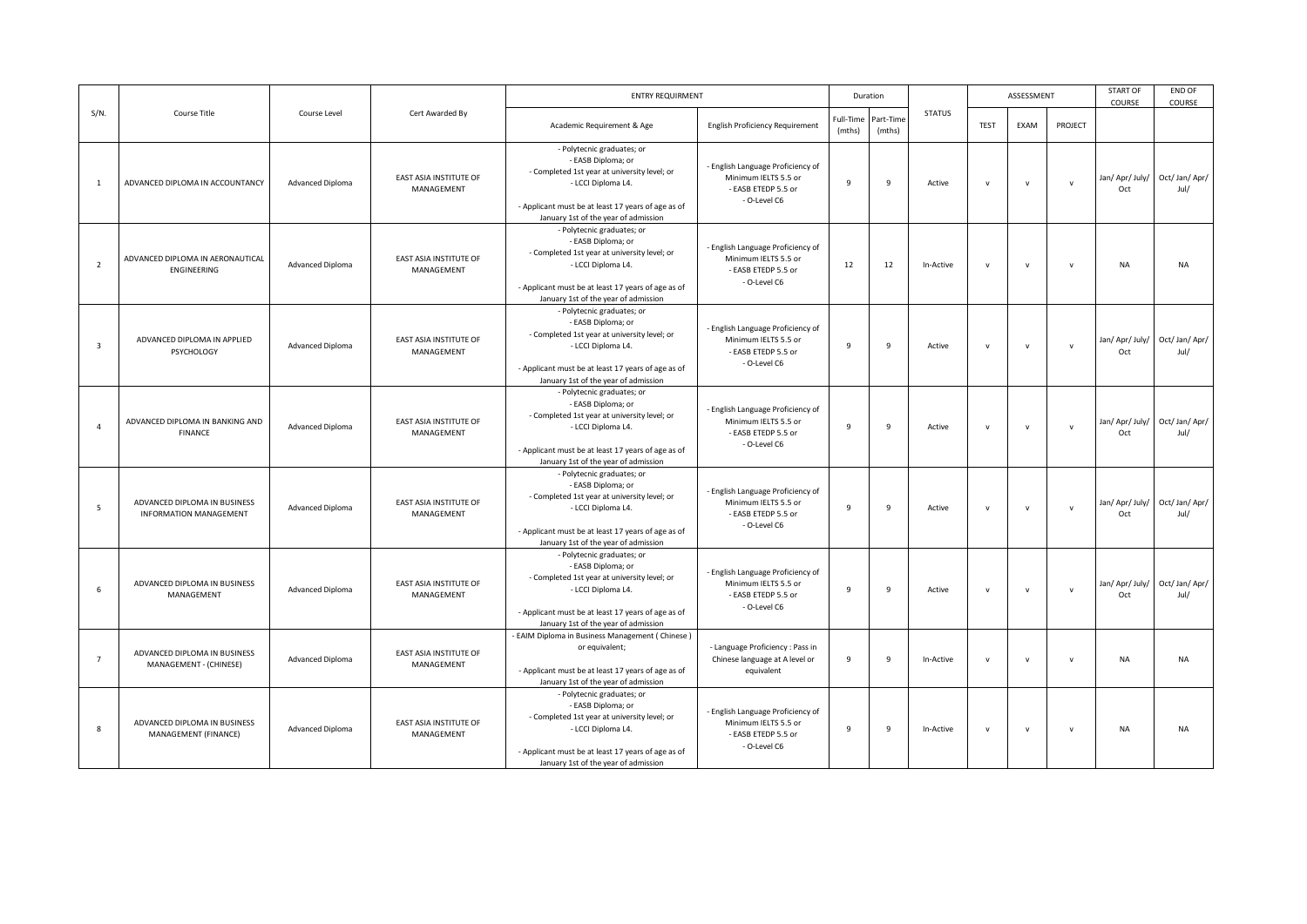| S/N. | Course Title | Course Level | Cert Awarded By | ENTRY REQUIRMENT | | Duration | | STATUS | ASSESSMENT | | | START OF COURSE | END OF COURSE |
|---|---|---|---|---|---|---|---|---|---|---|---|---|---|
| | | | | Academic Requirement & Age | English Proficiency Requirement | Full-Time (mths) | Part-Time (mths) | | TEST | EXAM | PROJECT | | |
| 1 | ADVANCED DIPLOMA IN ACCOUNTANCY | Advanced Diploma | EAST ASIA INSTITUTE OF MANAGEMENT | - Polytecnic graduates; or<br>- EASB Diploma; or<br>- Completed 1st year at university level; or<br>- LCCI Diploma L4.<br><br>- Applicant must be at least 17 years of age as of January 1st of the year of admission | - English Language Proficiency of Minimum IELTS 5.5 or<br>- EASB ETEDP 5.5 or<br>- O-Level C6 | 9 | 9 | Active | v | v | v | Jan/ Apr/ July/ Oct | Oct/ Jan/ Apr/ Jul/ |
| 2 | ADVANCED DIPLOMA IN AERONAUTICAL ENGINEERING | Advanced Diploma | EAST ASIA INSTITUTE OF MANAGEMENT | - Polytecnic graduates; or<br>- EASB Diploma; or<br>- Completed 1st year at university level; or<br>- LCCI Diploma L4.<br><br>- Applicant must be at least 17 years of age as of January 1st of the year of admission | - English Language Proficiency of Minimum IELTS 5.5 or<br>- EASB ETEDP 5.5 or<br>- O-Level C6 | 12 | 12 | In-Active | v | v | v | NA | NA |
| 3 | ADVANCED DIPLOMA IN APPLIED PSYCHOLOGY | Advanced Diploma | EAST ASIA INSTITUTE OF MANAGEMENT | - Polytecnic graduates; or<br>- EASB Diploma; or<br>- Completed 1st year at university level; or<br>- LCCI Diploma L4.<br><br>- Applicant must be at least 17 years of age as of January 1st of the year of admission | - English Language Proficiency of Minimum IELTS 5.5 or<br>- EASB ETEDP 5.5 or<br>- O-Level C6 | 9 | 9 | Active | v | v | v | Jan/ Apr/ July/ Oct | Oct/ Jan/ Apr/ Jul/ |
| 4 | ADVANCED DIPLOMA IN BANKING AND FINANCE | Advanced Diploma | EAST ASIA INSTITUTE OF MANAGEMENT | - Polytecnic graduates; or<br>- EASB Diploma; or<br>- Completed 1st year at university level; or<br>- LCCI Diploma L4.<br><br>- Applicant must be at least 17 years of age as of January 1st of the year of admission | - English Language Proficiency of Minimum IELTS 5.5 or<br>- EASB ETEDP 5.5 or<br>- O-Level C6 | 9 | 9 | Active | v | v | v | Jan/ Apr/ July/ Oct | Oct/ Jan/ Apr/ Jul/ |
| 5 | ADVANCED DIPLOMA IN BUSINESS INFORMATION MANAGEMENT | Advanced Diploma | EAST ASIA INSTITUTE OF MANAGEMENT | - Polytecnic graduates; or<br>- EASB Diploma; or<br>- Completed 1st year at university level; or<br>- LCCI Diploma L4.<br><br>- Applicant must be at least 17 years of age as of January 1st of the year of admission | - English Language Proficiency of Minimum IELTS 5.5 or<br>- EASB ETEDP 5.5 or<br>- O-Level C6 | 9 | 9 | Active | v | v | v | Jan/ Apr/ July/ Oct | Oct/ Jan/ Apr/ Jul/ |
| 6 | ADVANCED DIPLOMA IN BUSINESS MANAGEMENT | Advanced Diploma | EAST ASIA INSTITUTE OF MANAGEMENT | - Polytecnic graduates; or<br>- EASB Diploma; or<br>- Completed 1st year at university level; or<br>- LCCI Diploma L4.<br><br>- Applicant must be at least 17 years of age as of January 1st of the year of admission | - English Language Proficiency of Minimum IELTS 5.5 or<br>- EASB ETEDP 5.5 or<br>- O-Level C6 | 9 | 9 | Active | v | v | v | Jan/ Apr/ July/ Oct | Oct/ Jan/ Apr/ Jul/ |
| 7 | ADVANCED DIPLOMA IN BUSINESS MANAGEMENT - (CHINESE) | Advanced Diploma | EAST ASIA INSTITUTE OF MANAGEMENT | - EAIM Diploma in Business Management ( Chinese ) or equivalent;<br><br>- Applicant must be at least 17 years of age as of January 1st of the year of admission | - Language Proficiency : Pass in Chinese language at A level or equivalent | 9 | 9 | In-Active | v | v | v | NA | NA |
| 8 | ADVANCED DIPLOMA IN BUSINESS MANAGEMENT (FINANCE) | Advanced Diploma | EAST ASIA INSTITUTE OF MANAGEMENT | - Polytecnic graduates; or<br>- EASB Diploma; or<br>- Completed 1st year at university level; or<br>- LCCI Diploma L4.<br><br>- Applicant must be at least 17 years of age as of January 1st of the year of admission | - English Language Proficiency of Minimum IELTS 5.5 or<br>- EASB ETEDP 5.5 or<br>- O-Level C6 | 9 | 9 | In-Active | v | v | v | NA | NA |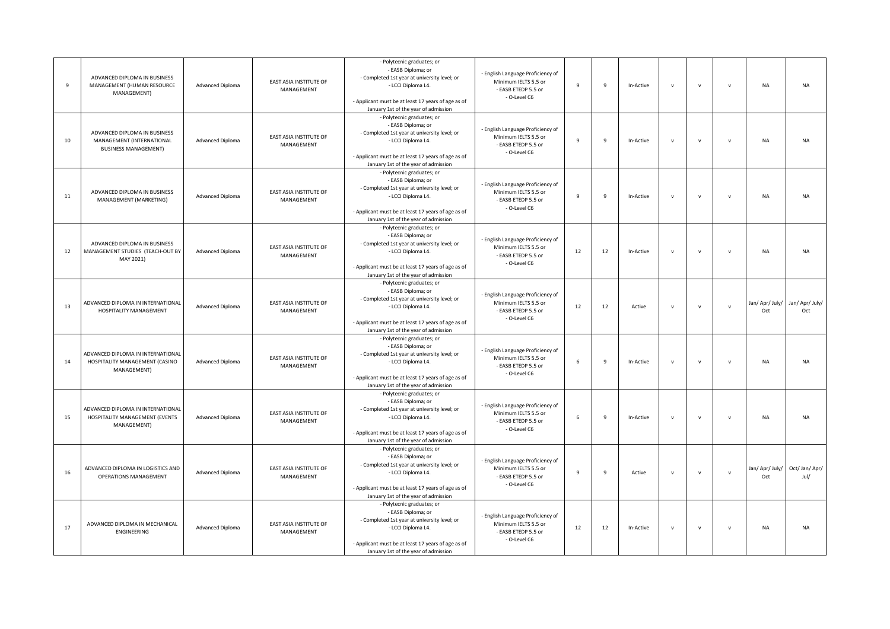| 9 | ADVANCED DIPLOMA IN BUSINESS MANAGEMENT (HUMAN RESOURCE MANAGEMENT) | Advanced Diploma | EAST ASIA INSTITUTE OF MANAGEMENT | - Polytecnic graduates; or<br>- EASB Diploma; or<br>- Completed 1st year at university level; or<br>- LCCI Diploma L4.<br><br>- Applicant must be at least 17 years of age as of January 1st of the year of admission | - English Language Proficiency of Minimum IELTS 5.5 or<br>- EASB ETEDP 5.5 or<br>- O-Level C6 | 9 | 9 | In-Active | v | v | v | NA | NA |
|---|---|---|---|---|---|---|---|---|---|---|---|---|---|
| 10 | ADVANCED DIPLOMA IN BUSINESS MANAGEMENT (INTERNATIONAL BUSINESS MANAGEMENT) | Advanced Diploma | EAST ASIA INSTITUTE OF MANAGEMENT | - Polytecnic graduates; or<br>- EASB Diploma; or<br>- Completed 1st year at university level; or<br>- LCCI Diploma L4.<br><br>- Applicant must be at least 17 years of age as of January 1st of the year of admission | - English Language Proficiency of Minimum IELTS 5.5 or<br>- EASB ETEDP 5.5 or<br>- O-Level C6 | 9 | 9 | In-Active | v | v | v | NA | NA |
| 11 | ADVANCED DIPLOMA IN BUSINESS MANAGEMENT (MARKETING) | Advanced Diploma | EAST ASIA INSTITUTE OF MANAGEMENT | - Polytecnic graduates; or<br>- EASB Diploma; or<br>- Completed 1st year at university level; or<br>- LCCI Diploma L4.<br><br>- Applicant must be at least 17 years of age as of January 1st of the year of admission | - English Language Proficiency of Minimum IELTS 5.5 or<br>- EASB ETEDP 5.5 or<br>- O-Level C6 | 9 | 9 | In-Active | v | v | v | NA | NA |
| 12 | ADVANCED DIPLOMA IN BUSINESS MANAGEMENT STUDIES (TEACH-OUT BY MAY 2021) | Advanced Diploma | EAST ASIA INSTITUTE OF MANAGEMENT | - Polytecnic graduates; or<br>- EASB Diploma; or<br>- Completed 1st year at university level; or<br>- LCCI Diploma L4.<br><br>- Applicant must be at least 17 years of age as of January 1st of the year of admission | - English Language Proficiency of Minimum IELTS 5.5 or<br>- EASB ETEDP 5.5 or<br>- O-Level C6 | 12 | 12 | In-Active | v | v | v | NA | NA |
| 13 | ADVANCED DIPLOMA IN INTERNATIONAL HOSPITALITY MANAGEMENT | Advanced Diploma | EAST ASIA INSTITUTE OF MANAGEMENT | - Polytecnic graduates; or<br>- EASB Diploma; or<br>- Completed 1st year at university level; or<br>- LCCI Diploma L4.<br><br>- Applicant must be at least 17 years of age as of January 1st of the year of admission | - English Language Proficiency of Minimum IELTS 5.5 or<br>- EASB ETEDP 5.5 or<br>- O-Level C6 | 12 | 12 | Active | v | v | v | Jan/ Apr/ July/ Oct | Jan/ Apr/ July/ Oct |
| 14 | ADVANCED DIPLOMA IN INTERNATIONAL HOSPITALITY MANAGEMENT (CASINO MANAGEMENT) | Advanced Diploma | EAST ASIA INSTITUTE OF MANAGEMENT | - Polytecnic graduates; or<br>- EASB Diploma; or<br>- Completed 1st year at university level; or<br>- LCCI Diploma L4.<br><br>- Applicant must be at least 17 years of age as of January 1st of the year of admission | - English Language Proficiency of Minimum IELTS 5.5 or<br>- EASB ETEDP 5.5 or<br>- O-Level C6 | 6 | 9 | In-Active | v | v | v | NA | NA |
| 15 | ADVANCED DIPLOMA IN INTERNATIONAL HOSPITALITY MANAGEMENT (EVENTS MANAGEMENT) | Advanced Diploma | EAST ASIA INSTITUTE OF MANAGEMENT | - Polytecnic graduates; or<br>- EASB Diploma; or<br>- Completed 1st year at university level; or<br>- LCCI Diploma L4.<br><br>- Applicant must be at least 17 years of age as of January 1st of the year of admission | - English Language Proficiency of Minimum IELTS 5.5 or<br>- EASB ETEDP 5.5 or<br>- O-Level C6 | 6 | 9 | In-Active | v | v | v | NA | NA |
| 16 | ADVANCED DIPLOMA IN LOGISTICS AND OPERATIONS MANAGEMENT | Advanced Diploma | EAST ASIA INSTITUTE OF MANAGEMENT | - Polytecnic graduates; or<br>- EASB Diploma; or<br>- Completed 1st year at university level; or<br>- LCCI Diploma L4.<br><br>- Applicant must be at least 17 years of age as of January 1st of the year of admission | - English Language Proficiency of Minimum IELTS 5.5 or<br>- EASB ETEDP 5.5 or<br>- O-Level C6 | 9 | 9 | Active | v | v | v | Jan/ Apr/ July/ Oct | Oct/ Jan/ Apr/ Jul/ |
| 17 | ADVANCED DIPLOMA IN MECHANICAL ENGINEERING | Advanced Diploma | EAST ASIA INSTITUTE OF MANAGEMENT | - Polytecnic graduates; or<br>- EASB Diploma; or<br>- Completed 1st year at university level; or<br>- LCCI Diploma L4.<br><br>- Applicant must be at least 17 years of age as of January 1st of the year of admission | - English Language Proficiency of Minimum IELTS 5.5 or<br>- EASB ETEDP 5.5 or<br>- O-Level C6 | 12 | 12 | In-Active | v | v | v | NA | NA |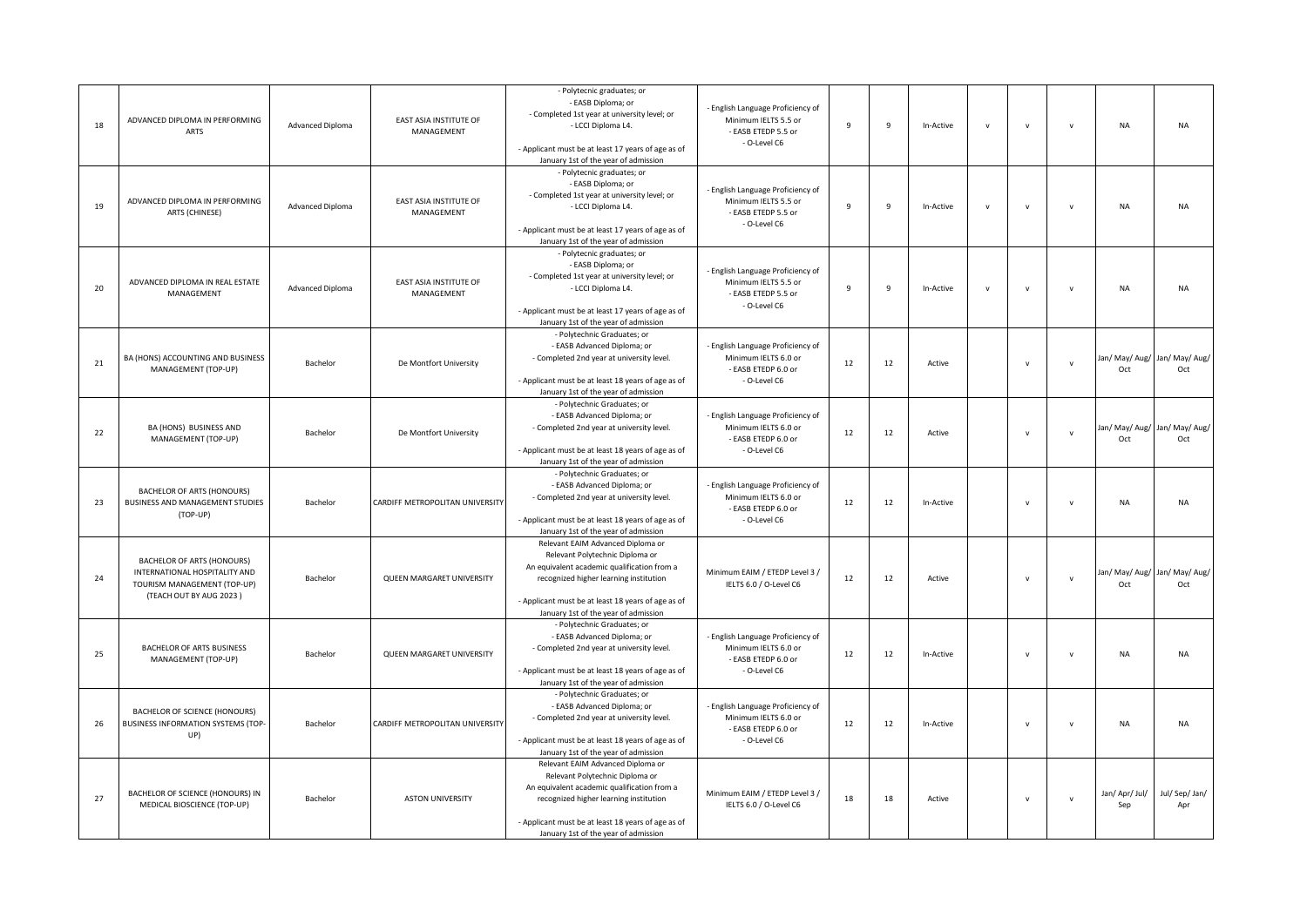| | | | | | | | | | | | | | |
|---|---|---|---|---|---|---|---|---|---|---|---|---|---|
| 18 | ADVANCED DIPLOMA IN PERFORMING ARTS | Advanced Diploma | EAST ASIA INSTITUTE OF MANAGEMENT | - Polytecnic graduates; or<br>- EASB Diploma; or<br>- Completed 1st year at university level; or<br>- LCCI Diploma L4.<br><br>- Applicant must be at least 17 years of age as of January 1st of the year of admission | - English Language Proficiency of Minimum IELTS 5.5 or<br>- EASB ETEDP 5.5 or<br>- O-Level C6 | 9 | 9 | In-Active | v | v | v | NA | NA |
| 19 | ADVANCED DIPLOMA IN PERFORMING ARTS (CHINESE) | Advanced Diploma | EAST ASIA INSTITUTE OF MANAGEMENT | - Polytecnic graduates; or<br>- EASB Diploma; or<br>- Completed 1st year at university level; or<br>- LCCI Diploma L4.<br><br>- Applicant must be at least 17 years of age as of January 1st of the year of admission | - English Language Proficiency of Minimum IELTS 5.5 or<br>- EASB ETEDP 5.5 or<br>- O-Level C6 | 9 | 9 | In-Active | v | v | v | NA | NA |
| 20 | ADVANCED DIPLOMA IN REAL ESTATE MANAGEMENT | Advanced Diploma | EAST ASIA INSTITUTE OF MANAGEMENT | - Polytecnic graduates; or<br>- EASB Diploma; or<br>- Completed 1st year at university level; or<br>- LCCI Diploma L4.<br><br>- Applicant must be at least 17 years of age as of January 1st of the year of admission | - English Language Proficiency of Minimum IELTS 5.5 or<br>- EASB ETEDP 5.5 or<br>- O-Level C6 | 9 | 9 | In-Active | v | v | v | NA | NA |
| 21 | BA (HONS) ACCOUNTING AND BUSINESS MANAGEMENT (TOP-UP) | Bachelor | De Montfort University | - Polytechnic Graduates; or<br>- EASB Advanced Diploma; or<br>- Completed 2nd year at university level.<br><br>- Applicant must be at least 18 years of age as of January 1st of the year of admission | - English Language Proficiency of Minimum IELTS 6.0 or<br>- EASB ETEDP 6.0 or<br>- O-Level C6 | 12 | 12 | Active | | v | v | Jan/ May/ Aug/ Oct | Jan/ May/ Aug/ Oct |
| 22 | BA (HONS) BUSINESS AND MANAGEMENT (TOP-UP) | Bachelor | De Montfort University | - Polytechnic Graduates; or<br>- EASB Advanced Diploma; or<br>- Completed 2nd year at university level.<br><br>- Applicant must be at least 18 years of age as of January 1st of the year of admission | - English Language Proficiency of Minimum IELTS 6.0 or<br>- EASB ETEDP 6.0 or<br>- O-Level C6 | 12 | 12 | Active | | v | v | Jan/ May/ Aug/ Oct | Jan/ May/ Aug/ Oct |
| 23 | BACHELOR OF ARTS (HONOURS) BUSINESS AND MANAGEMENT STUDIES (TOP-UP) | Bachelor | CARDIFF METROPOLITAN UNIVERSITY | - Polytechnic Graduates; or<br>- EASB Advanced Diploma; or<br>- Completed 2nd year at university level.<br><br>- Applicant must be at least 18 years of age as of January 1st of the year of admission | - English Language Proficiency of Minimum IELTS 6.0 or<br>- EASB ETEDP 6.0 or<br>- O-Level C6 | 12 | 12 | In-Active | | v | v | NA | NA |
| 24 | BACHELOR OF ARTS (HONOURS) INTERNATIONAL HOSPITALITY AND TOURISM MANAGEMENT (TOP-UP) (TEACH OUT BY AUG 2023 ) | Bachelor | QUEEN MARGARET UNIVERSITY | Relevant EAIM Advanced Diploma or<br>Relevant Polytechnic Diploma or<br>An equivalent academic qualification from a recognized higher learning institution<br><br>- Applicant must be at least 18 years of age as of January 1st of the year of admission | Minimum EAIM / ETEDP Level 3 / IELTS 6.0 / O-Level C6 | 12 | 12 | Active | | v | v | Jan/ May/ Aug/ Oct | Jan/ May/ Aug/ Oct |
| 25 | BACHELOR OF ARTS BUSINESS MANAGEMENT (TOP-UP) | Bachelor | QUEEN MARGARET UNIVERSITY | - Polytechnic Graduates; or<br>- EASB Advanced Diploma; or<br>- Completed 2nd year at university level.<br><br>- Applicant must be at least 18 years of age as of January 1st of the year of admission | - English Language Proficiency of Minimum IELTS 6.0 or<br>- EASB ETEDP 6.0 or<br>- O-Level C6 | 12 | 12 | In-Active | | v | v | NA | NA |
| 26 | BACHELOR OF SCIENCE (HONOURS) BUSINESS INFORMATION SYSTEMS (TOP-UP) | Bachelor | CARDIFF METROPOLITAN UNIVERSITY | - Polytechnic Graduates; or<br>- EASB Advanced Diploma; or<br>- Completed 2nd year at university level.<br><br>- Applicant must be at least 18 years of age as of January 1st of the year of admission | - English Language Proficiency of Minimum IELTS 6.0 or<br>- EASB ETEDP 6.0 or<br>- O-Level C6 | 12 | 12 | In-Active | | v | v | NA | NA |
| 27 | BACHELOR OF SCIENCE (HONOURS) IN MEDICAL BIOSCIENCE (TOP-UP) | Bachelor | ASTON UNIVERSITY | Relevant EAIM Advanced Diploma or<br>Relevant Polytechnic Diploma or<br>An equivalent academic qualification from a recognized higher learning institution<br><br>- Applicant must be at least 18 years of age as of January 1st of the year of admission | Minimum EAIM / ETEDP Level 3 / IELTS 6.0 / O-Level C6 | 18 | 18 | Active | | v | v | Jan/ Apr/ Jul/ Sep | Jul/ Sep/ Jan/ Apr |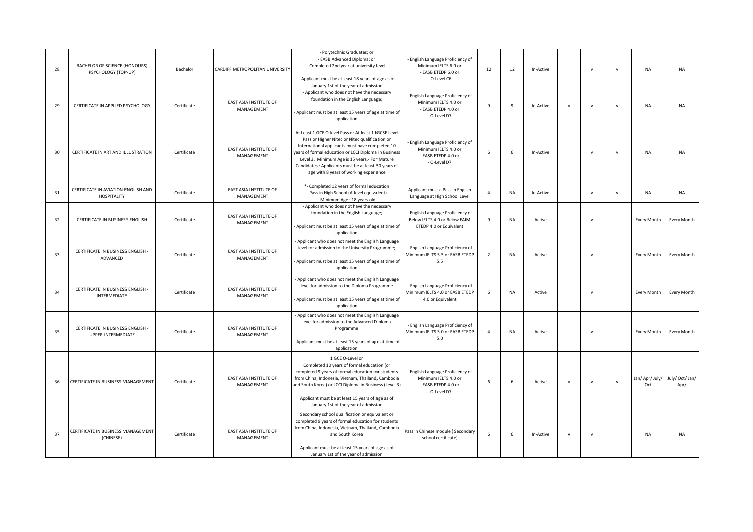| | | | | | | | | | | | | | |
|---|---|---|---|---|---|---|---|---|---|---|---|---|---|
| 28 | BACHELOR OF SCIENCE (HONOURS) PSYCHOLOGY (TOP-UP) | Bachelor | CARDIFF METROPOLITAN UNIVERSITY | - Polytechnic Graduates; or<br>- EASB Advanced Diploma; or<br>- Completed 2nd year at university level.<br><br>- Applicant must be at least 18 years of age as of January 1st of the year of admission | - English Language Proficiency of Minimum IELTS 6.0 or<br>- EASB ETEDP 6.0 or<br>- O-Level C6 | 12 | 12 | In-Active | | v | v | NA | NA |
| 29 | CERTIFICATE IN APPLIED PSYCHOLOGY | Certificate | EAST ASIA INSTITUTE OF MANAGEMENT | - Applicant who does not have the necessary foundation in the English Language;<br><br>- Applicant must be at least 15 years of age at time of application | - English Language Proficiency of Minimum IELTS 4.0 or<br>- EASB ETEDP 4.0 or<br>- O-Level D7 | 9 | 9 | In-Active | v | v | v | NA | NA |
| 30 | CERTIFICATE IN ART AND ILLUSTRATION | Certificate | EAST ASIA INSTITUTE OF MANAGEMENT | At Least 1 GCE O-level Pass or At least 1 IGCSE Level Pass or Higher Nitec or Nitec qualification or International applicants must have completed 10 years of formal education or LCCI Diploma in Business Level 3. Minimum Age is 15 years.- For Mature Candidates : Applicants must be at least 30 years of age with 8 years of working experience | - English Language Proficiency of Minimum IELTS 4.0 or<br>- EASB ETEDP 4.0 or<br>- O-Level D7 | 6 | 6 | In-Active | | v | v | NA | NA |
| 31 | CERTIFICATE IN AVIATION ENGLISH AND HOSPITALITY | Certificate | EAST ASIA INSTITUTE OF MANAGEMENT | *- Completed 12 years of formal education<br>- Pass in High School (A-level equivalent)<br>- Minimum Age : 18 years old | Applicant must a Pass in English Language at High School Level | 4 | NA | In-Active | | v | v | NA | NA |
| 32 | CERTIFICATE IN BUSINESS ENGLISH | Certificate | EAST ASIA INSTITUTE OF MANAGEMENT | - Applicant who does not have the necessary foundation in the English Language;<br><br>- Applicant must be at least 15 years of age at time of application | - English Language Proficiency of Below IELTS 4.0 or Below EAIM ETEDP 4.0 or Equivalent | 9 | NA | Active | | v | | Every Month | Every Month |
| 33 | CERTIFICATE IN BUSINESS ENGLISH - ADVANCED | Certificate | EAST ASIA INSTITUTE OF MANAGEMENT | - Applicant who does not meet the English Language level for admission to the University Programme;<br><br>- Applicant must be at least 15 years of age at time of application | - English Language Proficiency of Minimum IELTS 5.5 or EASB ETEDP 5.5 | 2 | NA | Active | | v | | Every Month | Every Month |
| 34 | CERTIFICATE IN BUSINESS ENGLISH - INTERMEDIATE | Certificate | EAST ASIA INSTITUTE OF MANAGEMENT | - Applicant who does not meet the English Language level for admission to the Diploma Programme<br><br>- Applicant must be at least 15 years of age at time of application | - English Language Proficiency of Minimum IELTS 4.0 or EASB ETEDP 4.0 or Equivalent | 6 | NA | Active | | v | | Every Month | Every Month |
| 35 | CERTIFICATE IN BUSINESS ENGLISH - UPPER-INTERMEDIATE | Certificate | EAST ASIA INSTITUTE OF MANAGEMENT | - Applicant who does not meet the English Language level for admission to the Advanced Diploma Programme<br><br>- Applicant must be at least 15 years of age at time of application | - English Language Proficiency of Minimum IELTS 5.0 or EASB ETEDP 5.0 | 4 | NA | Active | | v | | Every Month | Every Month |
| 36 | CERTIFICATE IN BUSINESS MANAGEMENT | Certificate | EAST ASIA INSTITUTE OF MANAGEMENT | 1 GCE O-Level or<br>Completed 10 years of formal education (or completed 9 years of formal education for students from China, Indonesia, Vietnam, Thailand, Cambodia and South Korea) or LCCI Diploma in Business (Level 3)<br><br>Applicant must be at least 15 years of age as of January 1st of the year of admission | - English Language Proficiency of Minimum IELTS 4.0 or<br>- EASB ETEDP 4.0 or<br>- O-Level D7 | 6 | 6 | Active | v | v | v | Jan/ Apr/ July/ Oct | July/ Oct/ Jan/ Apr/ |
| 37 | CERTIFICATE IN BUSINESS MANAGEMENT (CHINESE) | Certificate | EAST ASIA INSTITUTE OF MANAGEMENT | Secondary school qualification or equivalent or completed 9 years of formal education for students from China, Indonesia, Vietnam, Thailand, Cambodia and South Korea<br><br>Applicant must be at least 15 years of age as of January 1st of the year of admission | Pass in Chinese module ( Secondary school certificate) | 6 | 6 | In-Active | v | v | | NA | NA |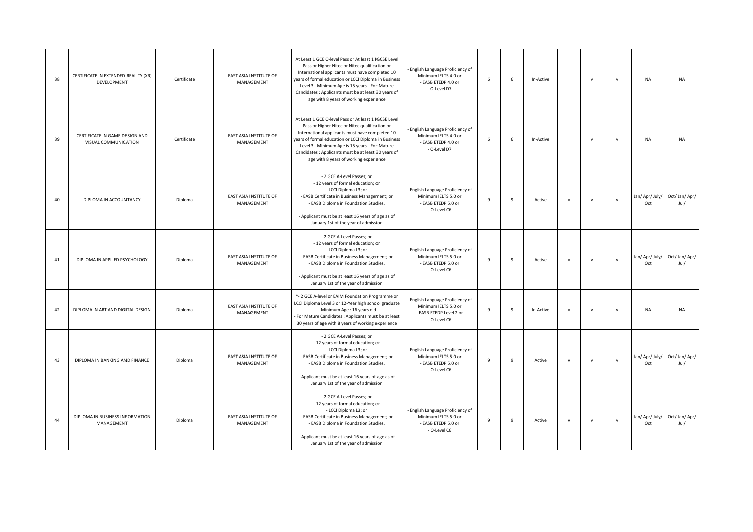| 38 | CERTIFICATE IN EXTENDED REALITY (XR) DEVELOPMENT | Certificate | EAST ASIA INSTITUTE OF MANAGEMENT | At Least 1 GCE O-level Pass or At least 1 IGCSE Level Pass or Higher Nitec or Nitec qualification or International applicants must have completed 10 years of formal education or LCCI Diploma in Business Level 3. Minimum Age is 15 years.- For Mature Candidates : Applicants must be at least 30 years of age with 8 years of working experience | - English Language Proficiency of Minimum IELTS 4.0 or - EASB ETEDP 4.0 or - O-Level D7 | 6 | 6 | In-Active | | v | v | NA | NA |
|---|---|---|---|---|---|---|---|---|---|---|---|---|---|
| 39 | CERTIFICATE IN GAME DESIGN AND VISUAL COMMUNICATION | Certificate | EAST ASIA INSTITUTE OF MANAGEMENT | At Least 1 GCE O-level Pass or At least 1 IGCSE Level Pass or Higher Nitec or Nitec qualification or International applicants must have completed 10 years of formal education or LCCI Diploma in Business Level 3. Minimum Age is 15 years.- For Mature Candidates : Applicants must be at least 30 years of age with 8 years of working experience | - English Language Proficiency of Minimum IELTS 4.0 or - EASB ETEDP 4.0 or - O-Level D7 | 6 | 6 | In-Active | | v | v | NA | NA |
| 40 | DIPLOMA IN ACCOUNTANCY | Diploma | EAST ASIA INSTITUTE OF MANAGEMENT | - 2 GCE A-Level Passes; or<br>- 12 years of formal education; or<br>- LCCI Diploma L3; or<br>- EASB Certificate in Business Management; or<br>- EASB Diploma in Foundation Studies.<br>- Applicant must be at least 16 years of age as of January 1st of the year of admission | - English Language Proficiency of Minimum IELTS 5.0 or - EASB ETEDP 5.0 or - O-Level C6 | 9 | 9 | Active | v | v | v | Jan/ Apr/ July/ Oct | Oct/ Jan/ Apr/ Jul/ |
| 41 | DIPLOMA IN APPLIED PSYCHOLOGY | Diploma | EAST ASIA INSTITUTE OF MANAGEMENT | - 2 GCE A-Level Passes; or<br>- 12 years of formal education; or<br>- LCCI Diploma L3; or<br>- EASB Certificate in Business Management; or<br>- EASB Diploma in Foundation Studies.<br>- Applicant must be at least 16 years of age as of January 1st of the year of admission | - English Language Proficiency of Minimum IELTS 5.0 or - EASB ETEDP 5.0 or - O-Level C6 | 9 | 9 | Active | v | v | v | Jan/ Apr/ July/ Oct | Oct/ Jan/ Apr/ Jul/ |
| 42 | DIPLOMA IN ART AND DIGITAL DESIGN | Diploma | EAST ASIA INSTITUTE OF MANAGEMENT | *- 2 GCE A-level or EAIM Foundation Programme or LCCI Diploma Level 3 or 12-Year high school graduate - Minimum Age : 16 years old<br>- For Mature Candidates : Applicants must be at least 30 years of age with 8 years of working experience | - English Language Proficiency of Minimum IELTS 5.0 or - EASB ETEDP Level 2 or - O-Level C6 | 9 | 9 | In-Active | v | v | v | NA | NA |
| 43 | DIPLOMA IN BANKING AND FINANCE | Diploma | EAST ASIA INSTITUTE OF MANAGEMENT | - 2 GCE A-Level Passes; or<br>- 12 years of formal education; or<br>- LCCI Diploma L3; or<br>- EASB Certificate in Business Management; or<br>- EASB Diploma in Foundation Studies.<br>- Applicant must be at least 16 years of age as of January 1st of the year of admission | - English Language Proficiency of Minimum IELTS 5.0 or - EASB ETEDP 5.0 or - O-Level C6 | 9 | 9 | Active | v | v | v | Jan/ Apr/ July/ Oct | Oct/ Jan/ Apr/ Jul/ |
| 44 | DIPLOMA IN BUSINESS INFORMATION MANAGEMENT | Diploma | EAST ASIA INSTITUTE OF MANAGEMENT | - 2 GCE A-Level Passes; or<br>- 12 years of formal education; or<br>- LCCI Diploma L3; or<br>- EASB Certificate in Business Management; or<br>- EASB Diploma in Foundation Studies.<br>- Applicant must be at least 16 years of age as of January 1st of the year of admission | - English Language Proficiency of Minimum IELTS 5.0 or - EASB ETEDP 5.0 or - O-Level C6 | 9 | 9 | Active | v | v | v | Jan/ Apr/ July/ Oct | Oct/ Jan/ Apr/ Jul/ |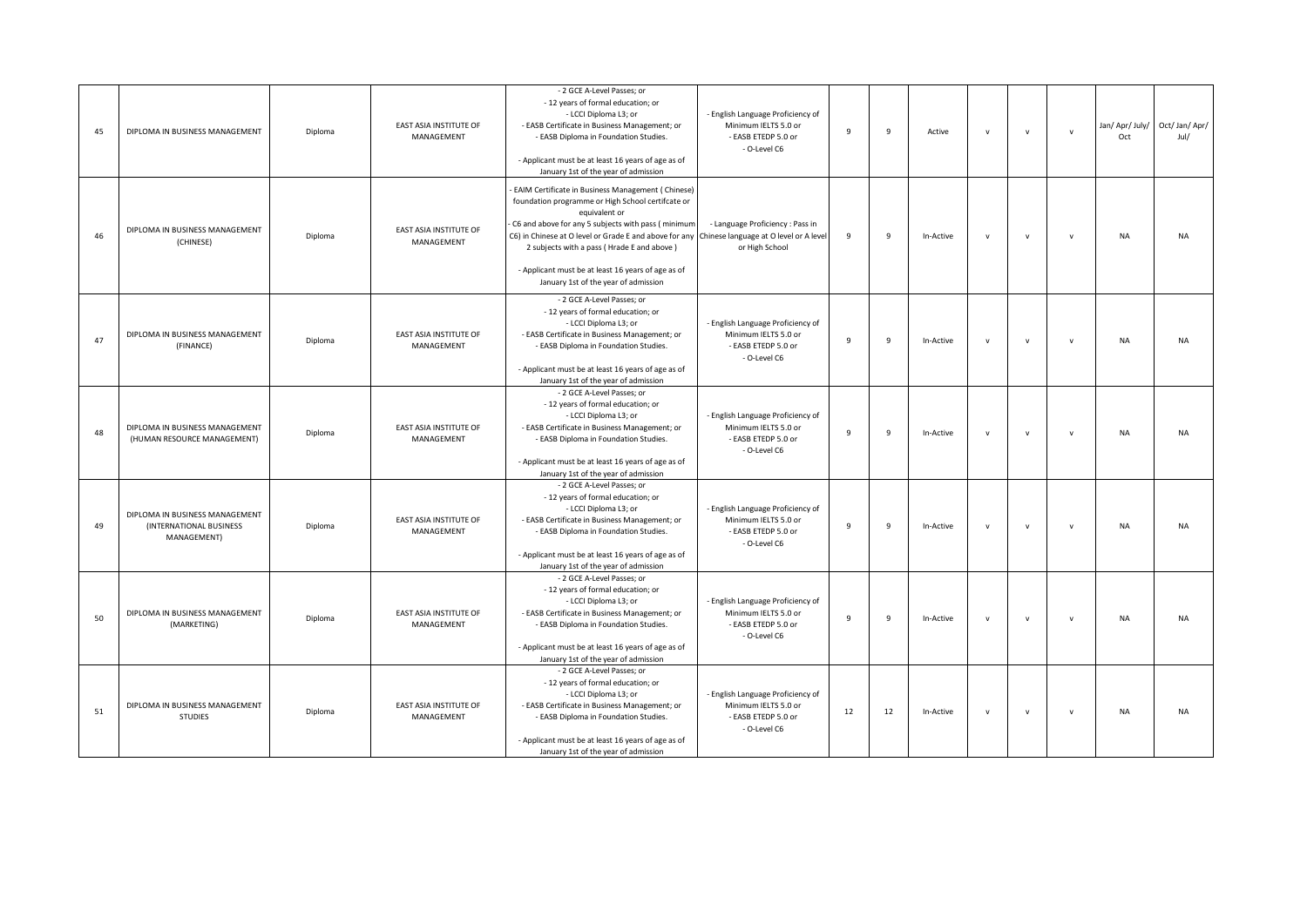| 45 | DIPLOMA IN BUSINESS MANAGEMENT | Diploma | EAST ASIA INSTITUTE OF MANAGEMENT | - 2 GCE A-Level Passes; or<br>- 12 years of formal education; or<br>- LCCI Diploma L3; or<br>- EASB Certificate in Business Management; or<br>- EASB Diploma in Foundation Studies.<br><br>- Applicant must be at least 16 years of age as of January 1st of the year of admission | - English Language Proficiency of Minimum IELTS 5.0 or<br>- EASB ETEDP 5.0 or<br>- O-Level C6 | 9 | 9 | Active | v | v | v | Jan/ Apr/ July/ Oct | Oct/ Jan/ Apr/ Jul/ |
|---|---|---|---|---|---|---|---|---|---|---|---|---|---|
| 46 | DIPLOMA IN BUSINESS MANAGEMENT (CHINESE) | Diploma | EAST ASIA INSTITUTE OF MANAGEMENT | - EAIM Certificate in Business Management ( Chinese) foundation programme or High School certifcate or equivalent or<br>- C6 and above for any 5 subjects with pass ( minimum C6) in Chinese at O level or Grade E and above for any 2 subjects with a pass ( Hrade E and above )<br><br>- Applicant must be at least 16 years of age as of January 1st of the year of admission | - Language Proficiency : Pass in Chinese language at O level or A level or High School | 9 | 9 | In-Active | v | v | v | NA | NA |
| 47 | DIPLOMA IN BUSINESS MANAGEMENT (FINANCE) | Diploma | EAST ASIA INSTITUTE OF MANAGEMENT | - 2 GCE A-Level Passes; or<br>- 12 years of formal education; or<br>- LCCI Diploma L3; or<br>- EASB Certificate in Business Management; or<br>- EASB Diploma in Foundation Studies.<br><br>- Applicant must be at least 16 years of age as of January 1st of the year of admission | - English Language Proficiency of Minimum IELTS 5.0 or<br>- EASB ETEDP 5.0 or<br>- O-Level C6 | 9 | 9 | In-Active | v | v | v | NA | NA |
| 48 | DIPLOMA IN BUSINESS MANAGEMENT (HUMAN RESOURCE MANAGEMENT) | Diploma | EAST ASIA INSTITUTE OF MANAGEMENT | - 2 GCE A-Level Passes; or<br>- 12 years of formal education; or<br>- LCCI Diploma L3; or<br>- EASB Certificate in Business Management; or<br>- EASB Diploma in Foundation Studies.<br><br>- Applicant must be at least 16 years of age as of January 1st of the year of admission | - English Language Proficiency of Minimum IELTS 5.0 or<br>- EASB ETEDP 5.0 or<br>- O-Level C6 | 9 | 9 | In-Active | v | v | v | NA | NA |
| 49 | DIPLOMA IN BUSINESS MANAGEMENT (INTERNATIONAL BUSINESS MANAGEMENT) | Diploma | EAST ASIA INSTITUTE OF MANAGEMENT | - 2 GCE A-Level Passes; or<br>- 12 years of formal education; or<br>- LCCI Diploma L3; or<br>- EASB Certificate in Business Management; or<br>- EASB Diploma in Foundation Studies.<br><br>- Applicant must be at least 16 years of age as of January 1st of the year of admission | - English Language Proficiency of Minimum IELTS 5.0 or<br>- EASB ETEDP 5.0 or<br>- O-Level C6 | 9 | 9 | In-Active | v | v | v | NA | NA |
| 50 | DIPLOMA IN BUSINESS MANAGEMENT (MARKETING) | Diploma | EAST ASIA INSTITUTE OF MANAGEMENT | - 2 GCE A-Level Passes; or<br>- 12 years of formal education; or<br>- LCCI Diploma L3; or<br>- EASB Certificate in Business Management; or<br>- EASB Diploma in Foundation Studies.<br><br>- Applicant must be at least 16 years of age as of January 1st of the year of admission | - English Language Proficiency of Minimum IELTS 5.0 or<br>- EASB ETEDP 5.0 or<br>- O-Level C6 | 9 | 9 | In-Active | v | v | v | NA | NA |
| 51 | DIPLOMA IN BUSINESS MANAGEMENT STUDIES | Diploma | EAST ASIA INSTITUTE OF MANAGEMENT | - 2 GCE A-Level Passes; or<br>- 12 years of formal education; or<br>- LCCI Diploma L3; or<br>- EASB Certificate in Business Management; or<br>- EASB Diploma in Foundation Studies.<br><br>- Applicant must be at least 16 years of age as of January 1st of the year of admission | - English Language Proficiency of Minimum IELTS 5.0 or<br>- EASB ETEDP 5.0 or<br>- O-Level C6 | 12 | 12 | In-Active | v | v | v | NA | NA |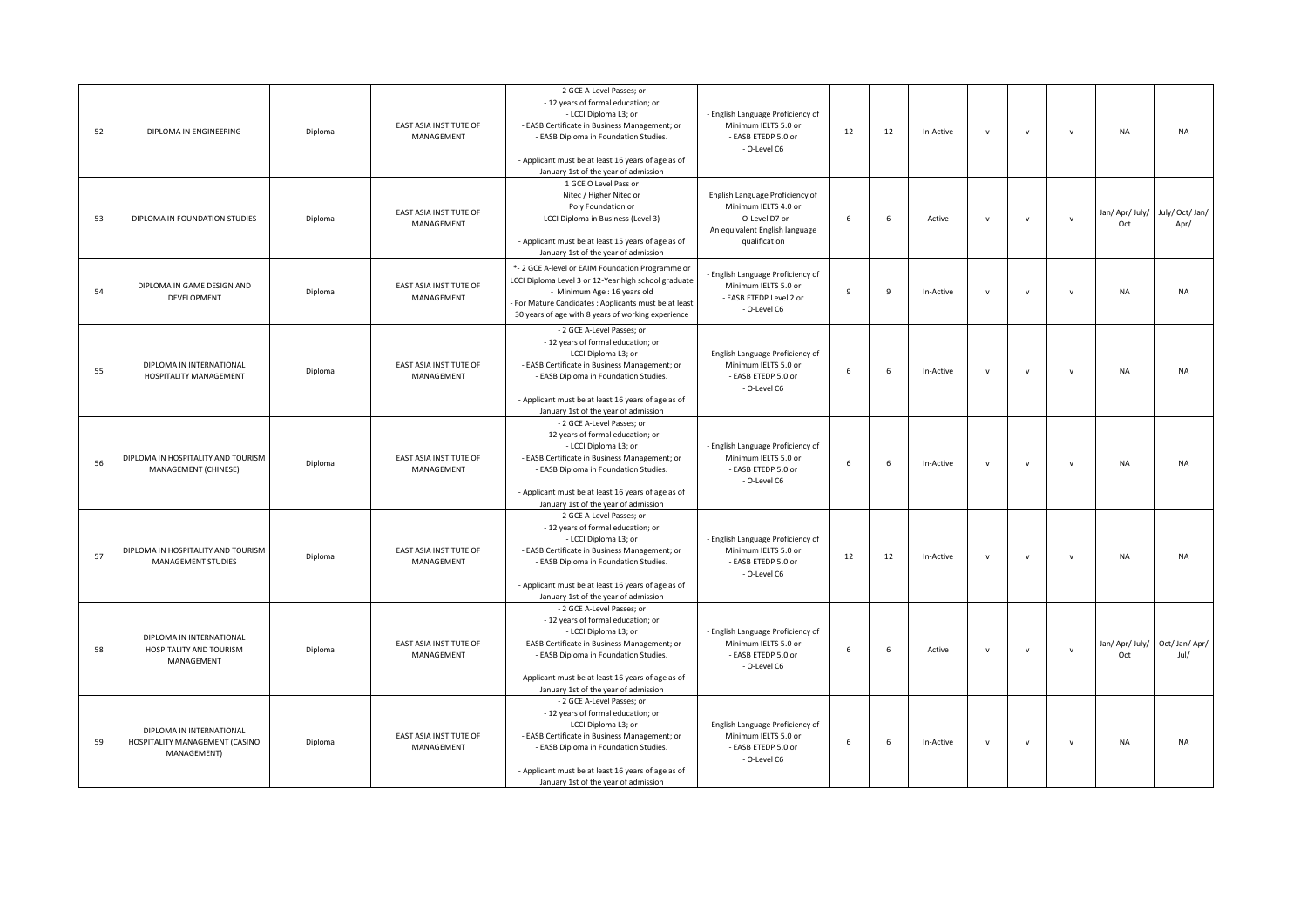| 52 | DIPLOMA IN ENGINEERING | Diploma | EAST ASIA INSTITUTE OF MANAGEMENT | - 2 GCE A-Level Passes; or<br>- 12 years of formal education; or<br>- LCCI Diploma L3; or<br>- EASB Certificate in Business Management; or<br>- EASB Diploma in Foundation Studies.<br><br>- Applicant must be at least 16 years of age as of January 1st of the year of admission | - English Language Proficiency of Minimum IELTS 5.0 or<br>- EASB ETEDP 5.0 or<br>- O-Level C6 | 12 | 12 | In-Active | v | v | v | NA | NA |
|---|---|---|---|---|---|---|---|---|---|---|---|---|---|
| 53 | DIPLOMA IN FOUNDATION STUDIES | Diploma | EAST ASIA INSTITUTE OF MANAGEMENT | 1 GCE O Level Pass or<br>Nitec / Higher Nitec or<br>Poly Foundation or<br>LCCI Diploma in Business (Level 3)<br><br>- Applicant must be at least 15 years of age as of January 1st of the year of admission | English Language Proficiency of Minimum IELTS 4.0 or<br>- O-Level D7 or<br>An equivalent English language qualification | 6 | 6 | Active | v | v | v | Jan/ Apr/ July/ Oct | July/ Oct/ Jan/ Apr/ |
| 54 | DIPLOMA IN GAME DESIGN AND DEVELOPMENT | Diploma | EAST ASIA INSTITUTE OF MANAGEMENT | *- 2 GCE A-level or EAIM Foundation Programme or LCCI Diploma Level 3 or 12-Year high school graduate<br>- Minimum Age : 16 years old<br>- For Mature Candidates : Applicants must be at least 30 years of age with 8 years of working experience | - English Language Proficiency of Minimum IELTS 5.0 or<br>- EASB ETEDP Level 2 or<br>- O-Level C6 | 9 | 9 | In-Active | v | v | v | NA | NA |
| 55 | DIPLOMA IN INTERNATIONAL HOSPITALITY MANAGEMENT | Diploma | EAST ASIA INSTITUTE OF MANAGEMENT | - 2 GCE A-Level Passes; or<br>- 12 years of formal education; or<br>- LCCI Diploma L3; or<br>- EASB Certificate in Business Management; or<br>- EASB Diploma in Foundation Studies.<br><br>- Applicant must be at least 16 years of age as of January 1st of the year of admission | - English Language Proficiency of Minimum IELTS 5.0 or<br>- EASB ETEDP 5.0 or<br>- O-Level C6 | 6 | 6 | In-Active | v | v | v | NA | NA |
| 56 | DIPLOMA IN HOSPITALITY AND TOURISM MANAGEMENT (CHINESE) | Diploma | EAST ASIA INSTITUTE OF MANAGEMENT | - 2 GCE A-Level Passes; or<br>- 12 years of formal education; or<br>- LCCI Diploma L3; or<br>- EASB Certificate in Business Management; or<br>- EASB Diploma in Foundation Studies.<br><br>- Applicant must be at least 16 years of age as of January 1st of the year of admission | - English Language Proficiency of Minimum IELTS 5.0 or<br>- EASB ETEDP 5.0 or<br>- O-Level C6 | 6 | 6 | In-Active | v | v | v | NA | NA |
| 57 | DIPLOMA IN HOSPITALITY AND TOURISM MANAGEMENT STUDIES | Diploma | EAST ASIA INSTITUTE OF MANAGEMENT | - 2 GCE A-Level Passes; or<br>- 12 years of formal education; or<br>- LCCI Diploma L3; or<br>- EASB Certificate in Business Management; or<br>- EASB Diploma in Foundation Studies.<br><br>- Applicant must be at least 16 years of age as of January 1st of the year of admission | - English Language Proficiency of Minimum IELTS 5.0 or<br>- EASB ETEDP 5.0 or<br>- O-Level C6 | 12 | 12 | In-Active | v | v | v | NA | NA |
| 58 | DIPLOMA IN INTERNATIONAL HOSPITALITY AND TOURISM MANAGEMENT | Diploma | EAST ASIA INSTITUTE OF MANAGEMENT | - 2 GCE A-Level Passes; or<br>- 12 years of formal education; or<br>- LCCI Diploma L3; or<br>- EASB Certificate in Business Management; or<br>- EASB Diploma in Foundation Studies.<br><br>- Applicant must be at least 16 years of age as of January 1st of the year of admission | - English Language Proficiency of Minimum IELTS 5.0 or<br>- EASB ETEDP 5.0 or<br>- O-Level C6 | 6 | 6 | Active | v | v | v | Jan/ Apr/ July/ Oct | Oct/ Jan/ Apr/ Jul/ |
| 59 | DIPLOMA IN INTERNATIONAL HOSPITALITY MANAGEMENT (CASINO MANAGEMENT) | Diploma | EAST ASIA INSTITUTE OF MANAGEMENT | - 2 GCE A-Level Passes; or<br>- 12 years of formal education; or<br>- LCCI Diploma L3; or<br>- EASB Certificate in Business Management; or<br>- EASB Diploma in Foundation Studies.<br><br>- Applicant must be at least 16 years of age as of January 1st of the year of admission | - English Language Proficiency of Minimum IELTS 5.0 or<br>- EASB ETEDP 5.0 or<br>- O-Level C6 | 6 | 6 | In-Active | v | v | v | NA | NA |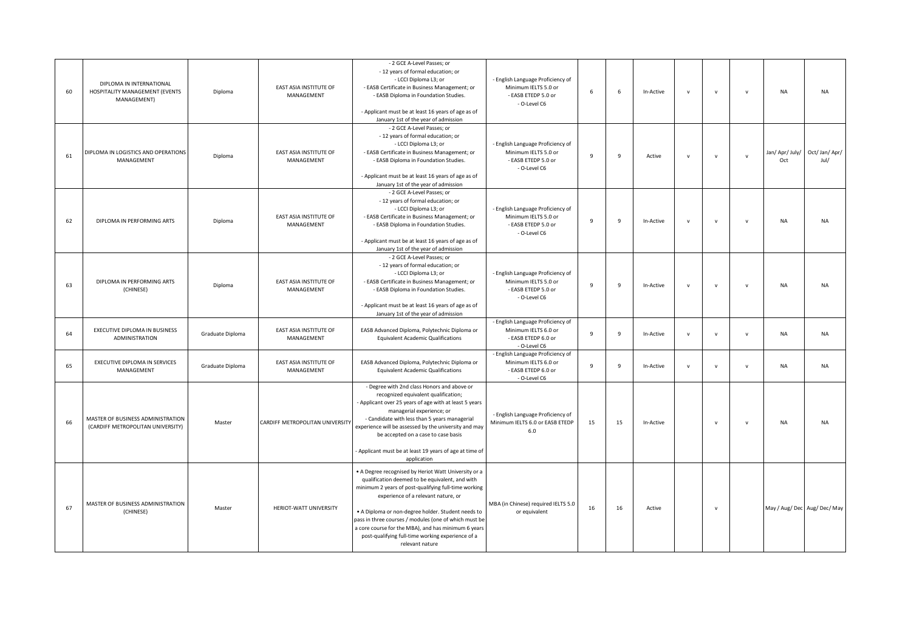| 60 | DIPLOMA IN INTERNATIONAL HOSPITALITY MANAGEMENT (EVENTS MANAGEMENT) | Diploma | EAST ASIA INSTITUTE OF MANAGEMENT | - 2 GCE A-Level Passes; or<br>- 12 years of formal education; or<br>- LCCI Diploma L3; or<br>- EASB Certificate in Business Management; or<br>- EASB Diploma in Foundation Studies.<br><br>- Applicant must be at least 16 years of age as of January 1st of the year of admission | - English Language Proficiency of Minimum IELTS 5.0 or<br>- EASB ETEDP 5.0 or<br>- O-Level C6 | 6 | 6 | In-Active | v | v | v | NA | NA |
|---|---|---|---|---|---|---|---|---|---|---|---|---|---|
| 61 | DIPLOMA IN LOGISTICS AND OPERATIONS MANAGEMENT | Diploma | EAST ASIA INSTITUTE OF MANAGEMENT | - 2 GCE A-Level Passes; or<br>- 12 years of formal education; or<br>- LCCI Diploma L3; or<br>- EASB Certificate in Business Management; or<br>- EASB Diploma in Foundation Studies.<br><br>- Applicant must be at least 16 years of age as of January 1st of the year of admission | - English Language Proficiency of Minimum IELTS 5.0 or<br>- EASB ETEDP 5.0 or<br>- O-Level C6 | 9 | 9 | Active | v | v | v | Jan/ Apr/ July/ Oct | Oct/ Jan/ Apr/ Jul/ |
| 62 | DIPLOMA IN PERFORMING ARTS | Diploma | EAST ASIA INSTITUTE OF MANAGEMENT | - 2 GCE A-Level Passes; or<br>- 12 years of formal education; or<br>- LCCI Diploma L3; or<br>- EASB Certificate in Business Management; or<br>- EASB Diploma in Foundation Studies.<br><br>- Applicant must be at least 16 years of age as of January 1st of the year of admission | - English Language Proficiency of Minimum IELTS 5.0 or<br>- EASB ETEDP 5.0 or<br>- O-Level C6 | 9 | 9 | In-Active | v | v | v | NA | NA |
| 63 | DIPLOMA IN PERFORMING ARTS (CHINESE) | Diploma | EAST ASIA INSTITUTE OF MANAGEMENT | - 2 GCE A-Level Passes; or<br>- 12 years of formal education; or<br>- LCCI Diploma L3; or<br>- EASB Certificate in Business Management; or<br>- EASB Diploma in Foundation Studies.<br><br>- Applicant must be at least 16 years of age as of January 1st of the year of admission | - English Language Proficiency of Minimum IELTS 5.0 or<br>- EASB ETEDP 5.0 or<br>- O-Level C6 | 9 | 9 | In-Active | v | v | v | NA | NA |
| 64 | EXECUTIVE DIPLOMA IN BUSINESS ADMINISTRATION | Graduate Diploma | EAST ASIA INSTITUTE OF MANAGEMENT | EASB Advanced Diploma, Polytechnic Diploma or Equivalent Academic Qualifications | - English Language Proficiency of Minimum IELTS 6.0 or<br>- EASB ETEDP 6.0 or<br>- O-Level C6 | 9 | 9 | In-Active | v | v | v | NA | NA |
| 65 | EXECUTIVE DIPLOMA IN SERVICES MANAGEMENT | Graduate Diploma | EAST ASIA INSTITUTE OF MANAGEMENT | EASB Advanced Diploma, Polytechnic Diploma or Equivalent Academic Qualifications | - English Language Proficiency of Minimum IELTS 6.0 or<br>- EASB ETEDP 6.0 or<br>- O-Level C6 | 9 | 9 | In-Active | v | v | v | NA | NA |
| 66 | MASTER OF BUSINESS ADMINISTRATION (CARDIFF METROPOLITAN UNIVERSITY) | Master | CARDIFF METROPOLITAN UNIVERSITY | - Degree with 2nd class Honors and above or recognized equivalent qualification;<br>- Applicant over 25 years of age with at least 5 years managerial experience; or<br>- Candidate with less than 5 years managerial experience will be assessed by the university and may be accepted on a case to case basis<br><br>- Applicant must be at least 19 years of age at time of application | - English Language Proficiency of Minimum IELTS 6.0 or EASB ETEDP 6.0 | 15 | 15 | In-Active | | v | v | NA | NA |
| 67 | MASTER OF BUSINESS ADMINISTRATION (CHINESE) | Master | HERIOT-WATT UNIVERSITY | • A Degree recognised by Heriot Watt University or a qualification deemed to be equivalent, and with minimum 2 years of post-qualifying full-time working experience of a relevant nature, or<br><br>• A Diploma or non-degree holder. Student needs to pass in three courses / modules (one of which must be a core course for the MBA), and has minimum 6 years post-qualifying full-time working experience of a relevant nature | MBA (in Chinese) required IELTS 5.0 or equivalent | 16 | 16 | Active | | v | | May / Aug/ Dec | Aug/ Dec/ May |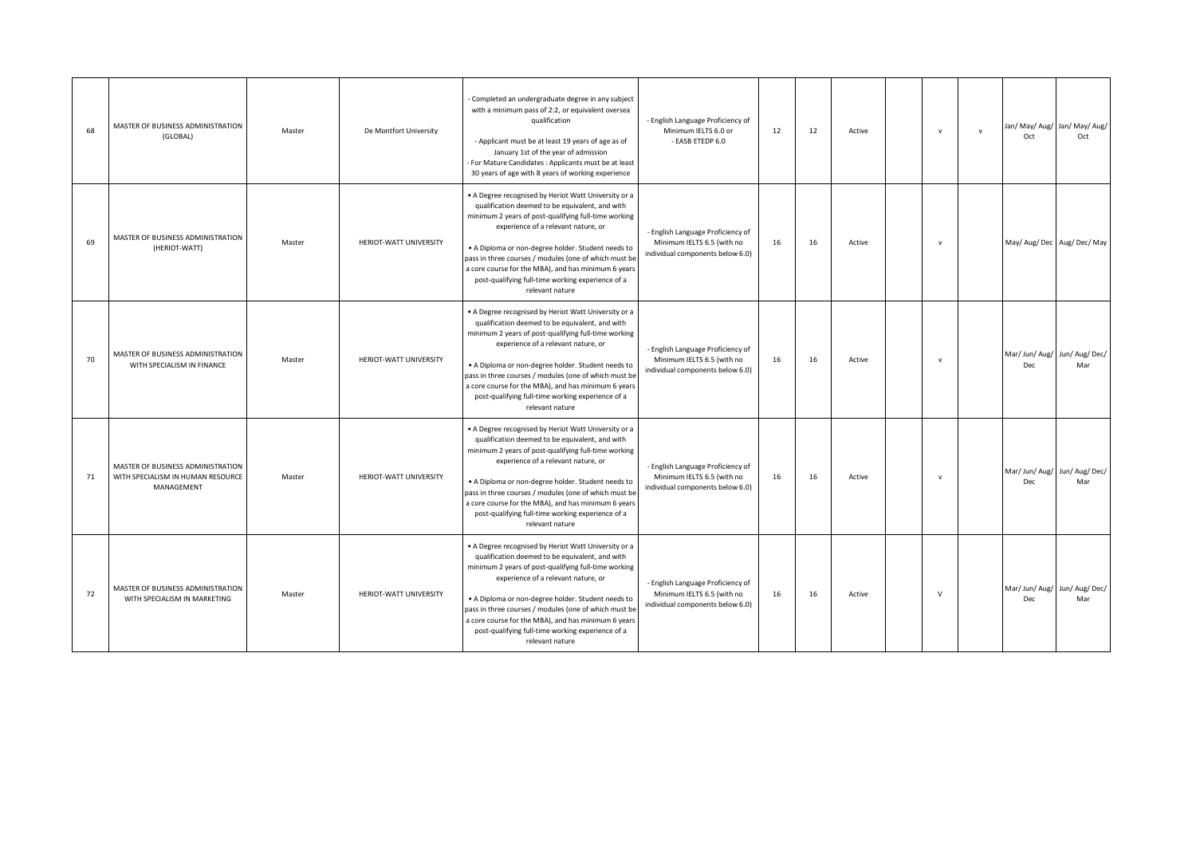| 68 | MASTER OF BUSINESS ADMINISTRATION (GLOBAL) | Master | De Montfort University | - Completed an undergraduate degree in any subject with a minimum pass of 2:2, or equivalent oversea qualification<br><br>- Applicant must be at least 19 years of age as of January 1st of the year of admission<br>- For Mature Candidates : Applicants must be at least 30 years of age with 8 years of working experience | - English Language Proficiency of Minimum IELTS 6.0 or<br>- EASB ETEDP 6.0 | 12 | 12 | Active | | v | v | Jan/ May/ Aug/ Oct | Jan/ May/ Aug/ Oct |
|---|---|---|---|---|---|---|---|---|---|---|---|---|---|
| 69 | MASTER OF BUSINESS ADMINISTRATION (HERIOT-WATT) | Master | HERIOT-WATT UNIVERSITY | • A Degree recognised by Heriot Watt University or a qualification deemed to be equivalent, and with minimum 2 years of post-qualifying full-time working experience of a relevant nature, or<br><br>• A Diploma or non-degree holder. Student needs to pass in three courses / modules (one of which must be a core course for the MBA), and has minimum 6 years post-qualifying full-time working experience of a relevant nature | - English Language Proficiency of Minimum IELTS 6.5 (with no individual components below 6.0) | 16 | 16 | Active | | v | | May/ Aug/ Dec | Aug/ Dec/ May |
| 70 | MASTER OF BUSINESS ADMINISTRATION WITH SPECIALISM IN FINANCE | Master | HERIOT-WATT UNIVERSITY | • A Degree recognised by Heriot Watt University or a qualification deemed to be equivalent, and with minimum 2 years of post-qualifying full-time working experience of a relevant nature, or<br><br>• A Diploma or non-degree holder. Student needs to pass in three courses / modules (one of which must be a core course for the MBA), and has minimum 6 years post-qualifying full-time working experience of a relevant nature | - English Language Proficiency of Minimum IELTS 6.5 (with no individual components below 6.0) | 16 | 16 | Active | | v | | Mar/ Jun/ Aug/ Dec | Jun/ Aug/ Dec/ Mar |
| 71 | MASTER OF BUSINESS ADMINISTRATION WITH SPECIALISM IN HUMAN RESOURCE MANAGEMENT | Master | HERIOT-WATT UNIVERSITY | • A Degree recognised by Heriot Watt University or a qualification deemed to be equivalent, and with minimum 2 years of post-qualifying full-time working experience of a relevant nature, or<br><br>• A Diploma or non-degree holder. Student needs to pass in three courses / modules (one of which must be a core course for the MBA), and has minimum 6 years post-qualifying full-time working experience of a relevant nature | - English Language Proficiency of Minimum IELTS 6.5 (with no individual components below 6.0) | 16 | 16 | Active | | v | | Mar/ Jun/ Aug/ Dec | Jun/ Aug/ Dec/ Mar |
| 72 | MASTER OF BUSINESS ADMINISTRATION WITH SPECIALISM IN MARKETING | Master | HERIOT-WATT UNIVERSITY | • A Degree recognised by Heriot Watt University or a qualification deemed to be equivalent, and with minimum 2 years of post-qualifying full-time working experience of a relevant nature, or<br><br>• A Diploma or non-degree holder. Student needs to pass in three courses / modules (one of which must be a core course for the MBA), and has minimum 6 years post-qualifying full-time working experience of a relevant nature | - English Language Proficiency of Minimum IELTS 6.5 (with no individual components below 6.0) | 16 | 16 | Active | | V | | Mar/ Jun/ Aug/ Dec | Jun/ Aug/ Dec/ Mar |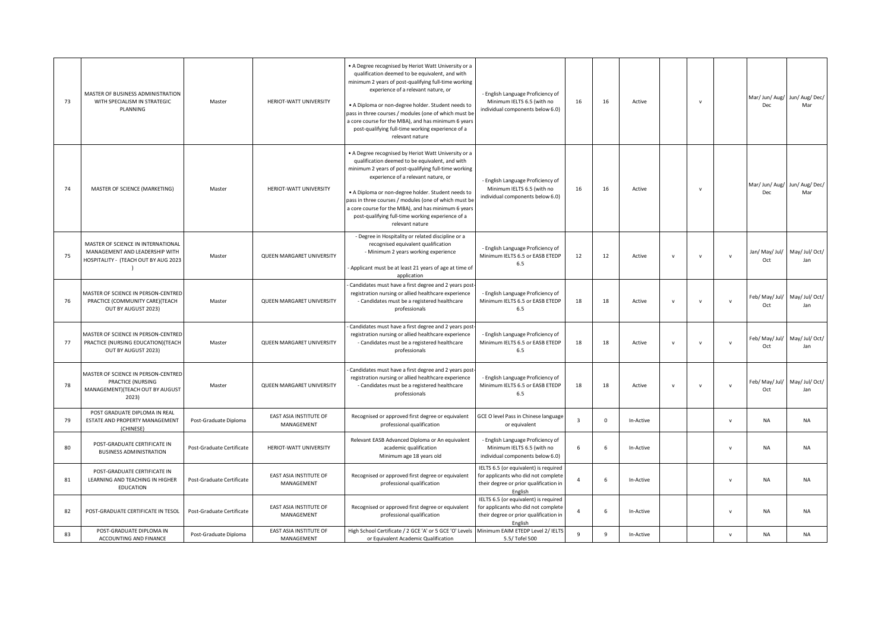| | | | | | | | | | | | | | |
|---|---|---|---|---|---|---|---|---|---|---|---|---|---|
| 73 | MASTER OF BUSINESS ADMINISTRATION WITH SPECIALISM IN STRATEGIC PLANNING | Master | HERIOT-WATT UNIVERSITY | • A Degree recognised by Heriot Watt University or a qualification deemed to be equivalent, and with minimum 2 years of post-qualifying full-time working experience of a relevant nature, or<br><br>• A Diploma or non-degree holder. Student needs to pass in three courses / modules (one of which must be a core course for the MBA), and has minimum 6 years post-qualifying full-time working experience of a relevant nature | - English Language Proficiency of Minimum IELTS 6.5 (with no individual components below 6.0) | 16 | 16 | Active | | v | | Mar/ Jun/ Aug/ Dec | Jun/ Aug/ Dec/ Mar |
| 74 | MASTER OF SCIENCE (MARKETING) | Master | HERIOT-WATT UNIVERSITY | • A Degree recognised by Heriot Watt University or a qualification deemed to be equivalent, and with minimum 2 years of post-qualifying full-time working experience of a relevant nature, or<br><br>• A Diploma or non-degree holder. Student needs to pass in three courses / modules (one of which must be a core course for the MBA), and has minimum 6 years post-qualifying full-time working experience of a relevant nature | - English Language Proficiency of Minimum IELTS 6.5 (with no individual components below 6.0) | 16 | 16 | Active | | v | | Mar/ Jun/ Aug/ Dec | Jun/ Aug/ Dec/ Mar |
| 75 | MASTER OF SCIENCE IN INTERNATIONAL MANAGEMENT AND LEADERSHIP WITH HOSPITALITY - (TEACH OUT BY AUG 2023 ) | Master | QUEEN MARGARET UNIVERSITY | - Degree in Hospitality or related discipline or a recognised equivalent qualification<br>- Minimum 2 years working experience<br><br>- Applicant must be at least 21 years of age at time of application | - English Language Proficiency of Minimum IELTS 6.5 or EASB ETEDP 6.5 | 12 | 12 | Active | v | v | v | Jan/ May/ Jul/ Oct | May/ Jul/ Oct/ Jan |
| 76 | MASTER OF SCIENCE IN PERSON-CENTRED PRACTICE (COMMUNITY CARE)(TEACH OUT BY AUGUST 2023) | Master | QUEEN MARGARET UNIVERSITY | - Candidates must have a first degree and 2 years post-registration nursing or allied healthcare experience<br>- Candidates must be a registered healthcare professionals | - English Language Proficiency of Minimum IELTS 6.5 or EASB ETEDP 6.5 | 18 | 18 | Active | v | v | v | Feb/ May/ Jul/ Oct | May/ Jul/ Oct/ Jan |
| 77 | MASTER OF SCIENCE IN PERSON-CENTRED PRACTICE (NURSING EDUCATION)(TEACH OUT BY AUGUST 2023) | Master | QUEEN MARGARET UNIVERSITY | - Candidates must have a first degree and 2 years post-registration nursing or allied healthcare experience<br>- Candidates must be a registered healthcare professionals | - English Language Proficiency of Minimum IELTS 6.5 or EASB ETEDP 6.5 | 18 | 18 | Active | v | v | v | Feb/ May/ Jul/ Oct | May/ Jul/ Oct/ Jan |
| 78 | MASTER OF SCIENCE IN PERSON-CENTRED PRACTICE (NURSING MANAGEMENT)(TEACH OUT BY AUGUST 2023) | Master | QUEEN MARGARET UNIVERSITY | - Candidates must have a first degree and 2 years post-registration nursing or allied healthcare experience<br>- Candidates must be a registered healthcare professionals | - English Language Proficiency of Minimum IELTS 6.5 or EASB ETEDP 6.5 | 18 | 18 | Active | v | v | v | Feb/ May/ Jul/ Oct | May/ Jul/ Oct/ Jan |
| 79 | POST GRADUATE DIPLOMA IN REAL ESTATE AND PROPERTY MANAGEMENT (CHINESE) | Post-Graduate Diploma | EAST ASIA INSTITUTE OF MANAGEMENT | Recognised or approved first degree or equivalent professional qualification | GCE O level Pass in Chinese language or equivalent | 3 | 0 | In-Active | | | v | NA | NA |
| 80 | POST-GRADUATE CERTIFICATE IN BUSINESS ADMINISTRATION | Post-Graduate Certificate | HERIOT-WATT UNIVERSITY | Relevant EASB Advanced Diploma or An equivalent academic qualification<br>Minimum age 18 years old | - English Language Proficiency of Minimum IELTS 6.5 (with no individual components below 6.0) | 6 | 6 | In-Active | | | v | NA | NA |
| 81 | POST-GRADUATE CERTIFICATE IN LEARNING AND TEACHING IN HIGHER EDUCATION | Post-Graduate Certificate | EAST ASIA INSTITUTE OF MANAGEMENT | Recognised or approved first degree or equivalent professional qualification | IELTS 6.5 (or equivalent) is required for applicants who did not complete their degree or prior qualification in English | 4 | 6 | In-Active | | | v | NA | NA |
| 82 | POST-GRADUATE CERTIFICATE IN TESOL | Post-Graduate Certificate | EAST ASIA INSTITUTE OF MANAGEMENT | Recognised or approved first degree or equivalent professional qualification | IELTS 6.5 (or equivalent) is required for applicants who did not complete their degree or prior qualification in English | 4 | 6 | In-Active | | | v | NA | NA |
| 83 | POST-GRADUATE DIPLOMA IN ACCOUNTING AND FINANCE | Post-Graduate Diploma | EAST ASIA INSTITUTE OF MANAGEMENT | High School Certificate / 2 GCE 'A' or 5 GCE 'O' Levels or Equivalent Academic Qualification | Minimum EAIM ETEDP Level 2/ IELTS 5.5/ Tofel 500 | 9 | 9 | In-Active | | | v | NA | NA |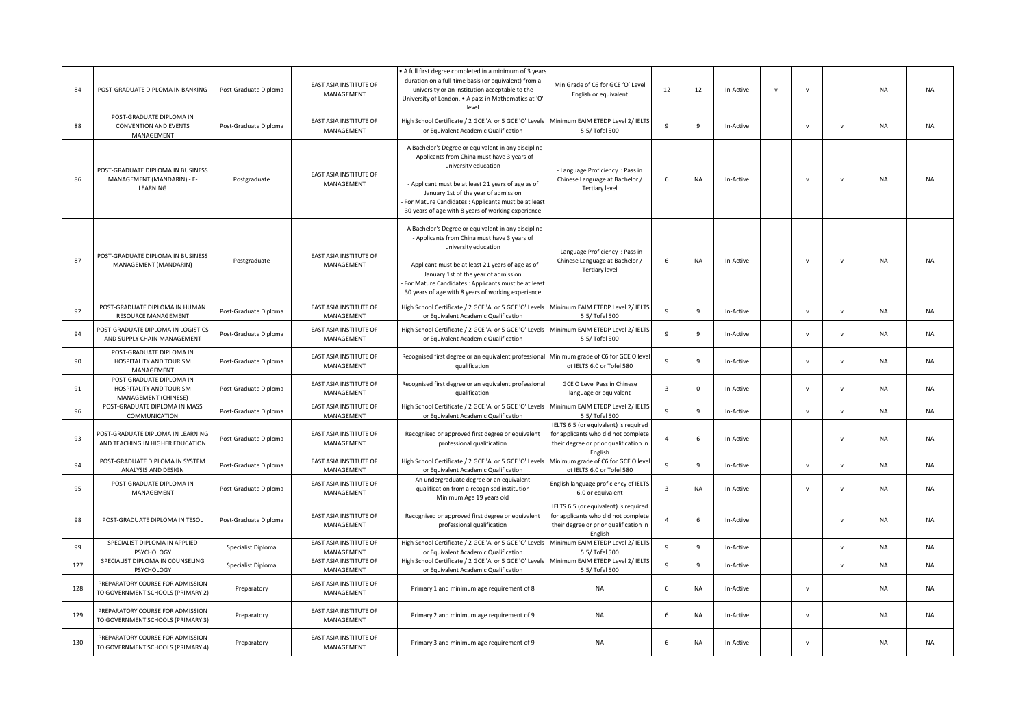| | | | | | | | | | | | | | |
|---|---|---|---|---|---|---|---|---|---|---|---|---|---|
| 84 | POST-GRADUATE DIPLOMA IN BANKING | Post-Graduate Diploma | EAST ASIA INSTITUTE OF MANAGEMENT | • A full first degree completed in a minimum of 3 years duration on a full-time basis (or equivalent) from a university or an institution acceptable to the University of London, • A pass in Mathematics at 'O' level | Min Grade of C6 for GCE 'O' Level English or equivalent | 12 | 12 | In-Active | v | v | | NA | NA |
| 88 | POST-GRADUATE DIPLOMA IN CONVENTION AND EVENTS MANAGEMENT | Post-Graduate Diploma | EAST ASIA INSTITUTE OF MANAGEMENT | High School Certificate / 2 GCE 'A' or 5 GCE 'O' Levels or Equivalent Academic Qualification | Minimum EAIM ETEDP Level 2/ IELTS 5.5/ Tofel 500 | 9 | 9 | In-Active | | v | v | NA | NA |
| 86 | POST-GRADUATE DIPLOMA IN BUSINESS MANAGEMENT (MANDARIN) - E-LEARNING | Postgraduate | EAST ASIA INSTITUTE OF MANAGEMENT | - A Bachelor's Degree or equivalent in any discipline<br>- Applicants from China must have 3 years of university education<br>- Applicant must be at least 21 years of age as of January 1st of the year of admission<br>- For Mature Candidates : Applicants must be at least 30 years of age with 8 years of working experience | - Language Proficiency : Pass in Chinese Language at Bachelor / Tertiary level | 6 | NA | In-Active | | v | v | NA | NA |
| 87 | POST-GRADUATE DIPLOMA IN BUSINESS MANAGEMENT (MANDARIN) | Postgraduate | EAST ASIA INSTITUTE OF MANAGEMENT | - A Bachelor's Degree or equivalent in any discipline<br>- Applicants from China must have 3 years of university education<br>- Applicant must be at least 21 years of age as of January 1st of the year of admission<br>- For Mature Candidates : Applicants must be at least 30 years of age with 8 years of working experience | - Language Proficiency : Pass in Chinese Language at Bachelor / Tertiary level | 6 | NA | In-Active | | v | v | NA | NA |
| 92 | POST-GRADUATE DIPLOMA IN HUMAN RESOURCE MANAGEMENT | Post-Graduate Diploma | EAST ASIA INSTITUTE OF MANAGEMENT | High School Certificate / 2 GCE 'A' or 5 GCE 'O' Levels or Equivalent Academic Qualification | Minimum EAIM ETEDP Level 2/ IELTS 5.5/ Tofel 500 | 9 | 9 | In-Active | | v | v | NA | NA |
| 94 | POST-GRADUATE DIPLOMA IN LOGISTICS AND SUPPLY CHAIN MANAGEMENT | Post-Graduate Diploma | EAST ASIA INSTITUTE OF MANAGEMENT | High School Certificate / 2 GCE 'A' or 5 GCE 'O' Levels or Equivalent Academic Qualification | Minimum EAIM ETEDP Level 2/ IELTS 5.5/ Tofel 500 | 9 | 9 | In-Active | | v | v | NA | NA |
| 90 | POST-GRADUATE DIPLOMA IN HOSPITALITY AND TOURISM MANAGEMENT | Post-Graduate Diploma | EAST ASIA INSTITUTE OF MANAGEMENT | Recognised first degree or an equivalent professional qualification. | Minimum grade of C6 for GCE O level ot IELTS 6.0 or Tofel 580 | 9 | 9 | In-Active | | v | v | NA | NA |
| 91 | POST-GRADUATE DIPLOMA IN HOSPITALITY AND TOURISM MANAGEMENT (CHINESE) | Post-Graduate Diploma | EAST ASIA INSTITUTE OF MANAGEMENT | Recognised first degree or an equivalent professional qualification. | GCE O Level Pass in Chinese language or equivalent | 3 | 0 | In-Active | | v | v | NA | NA |
| 96 | POST-GRADUATE DIPLOMA IN MASS COMMUNICATION | Post-Graduate Diploma | EAST ASIA INSTITUTE OF MANAGEMENT | High School Certificate / 2 GCE 'A' or 5 GCE 'O' Levels or Equivalent Academic Qualification | Minimum EAIM ETEDP Level 2/ IELTS 5.5/ Tofel 500 | 9 | 9 | In-Active | | v | v | NA | NA |
| 93 | POST-GRADUATE DIPLOMA IN LEARNING AND TEACHING IN HIGHER EDUCATION | Post-Graduate Diploma | EAST ASIA INSTITUTE OF MANAGEMENT | Recognised or approved first degree or equivalent professional qualification | IELTS 6.5 (or equivalent) is required for applicants who did not complete their degree or prior qualification in English | 4 | 6 | In-Active | | | v | NA | NA |
| 94 | POST-GRADUATE DIPLOMA IN SYSTEM ANALYSIS AND DESIGN | Post-Graduate Diploma | EAST ASIA INSTITUTE OF MANAGEMENT | High School Certificate / 2 GCE 'A' or 5 GCE 'O' Levels or Equivalent Academic Qualification | Minimum grade of C6 for GCE O level ot IELTS 6.0 or Tofel 580 | 9 | 9 | In-Active | | v | v | NA | NA |
| 95 | POST-GRADUATE DIPLOMA IN MANAGEMENT | Post-Graduate Diploma | EAST ASIA INSTITUTE OF MANAGEMENT | An undergraduate degree or an equivalent qualification from a recognised institution Minimum Age 19 years old | English language proficiency of IELTS 6.0 or equivalent | 3 | NA | In-Active | | v | v | NA | NA |
| 98 | POST-GRADUATE DIPLOMA IN TESOL | Post-Graduate Diploma | EAST ASIA INSTITUTE OF MANAGEMENT | Recognised or approved first degree or equivalent professional qualification | IELTS 6.5 (or equivalent) is required for applicants who did not complete their degree or prior qualification in English | 4 | 6 | In-Active | | | v | NA | NA |
| 99 | SPECIALIST DIPLOMA IN APPLIED PSYCHOLOGY | Specialist Diploma | EAST ASIA INSTITUTE OF MANAGEMENT | High School Certificate / 2 GCE 'A' or 5 GCE 'O' Levels or Equivalent Academic Qualification | Minimum EAIM ETEDP Level 2/ IELTS 5.5/ Tofel 500 | 9 | 9 | In-Active | | | v | NA | NA |
| 127 | SPECIALIST DIPLOMA IN COUNSELING PSYCHOLOGY | Specialist Diploma | EAST ASIA INSTITUTE OF MANAGEMENT | High School Certificate / 2 GCE 'A' or 5 GCE 'O' Levels or Equivalent Academic Qualification | Minimum EAIM ETEDP Level 2/ IELTS 5.5/ Tofel 500 | 9 | 9 | In-Active | | | v | NA | NA |
| 128 | PREPARATORY COURSE FOR ADMISSION TO GOVERNMENT SCHOOLS (PRIMARY 2) | Preparatory | EAST ASIA INSTITUTE OF MANAGEMENT | Primary 1 and minimum age requirement of 8 | NA | 6 | NA | In-Active | | v | | NA | NA |
| 129 | PREPARATORY COURSE FOR ADMISSION TO GOVERNMENT SCHOOLS (PRIMARY 3) | Preparatory | EAST ASIA INSTITUTE OF MANAGEMENT | Primary 2 and minimum age requirement of 9 | NA | 6 | NA | In-Active | | v | | NA | NA |
| 130 | PREPARATORY COURSE FOR ADMISSION TO GOVERNMENT SCHOOLS (PRIMARY 4) | Preparatory | EAST ASIA INSTITUTE OF MANAGEMENT | Primary 3 and minimum age requirement of 9 | NA | 6 | NA | In-Active | | v | | NA | NA |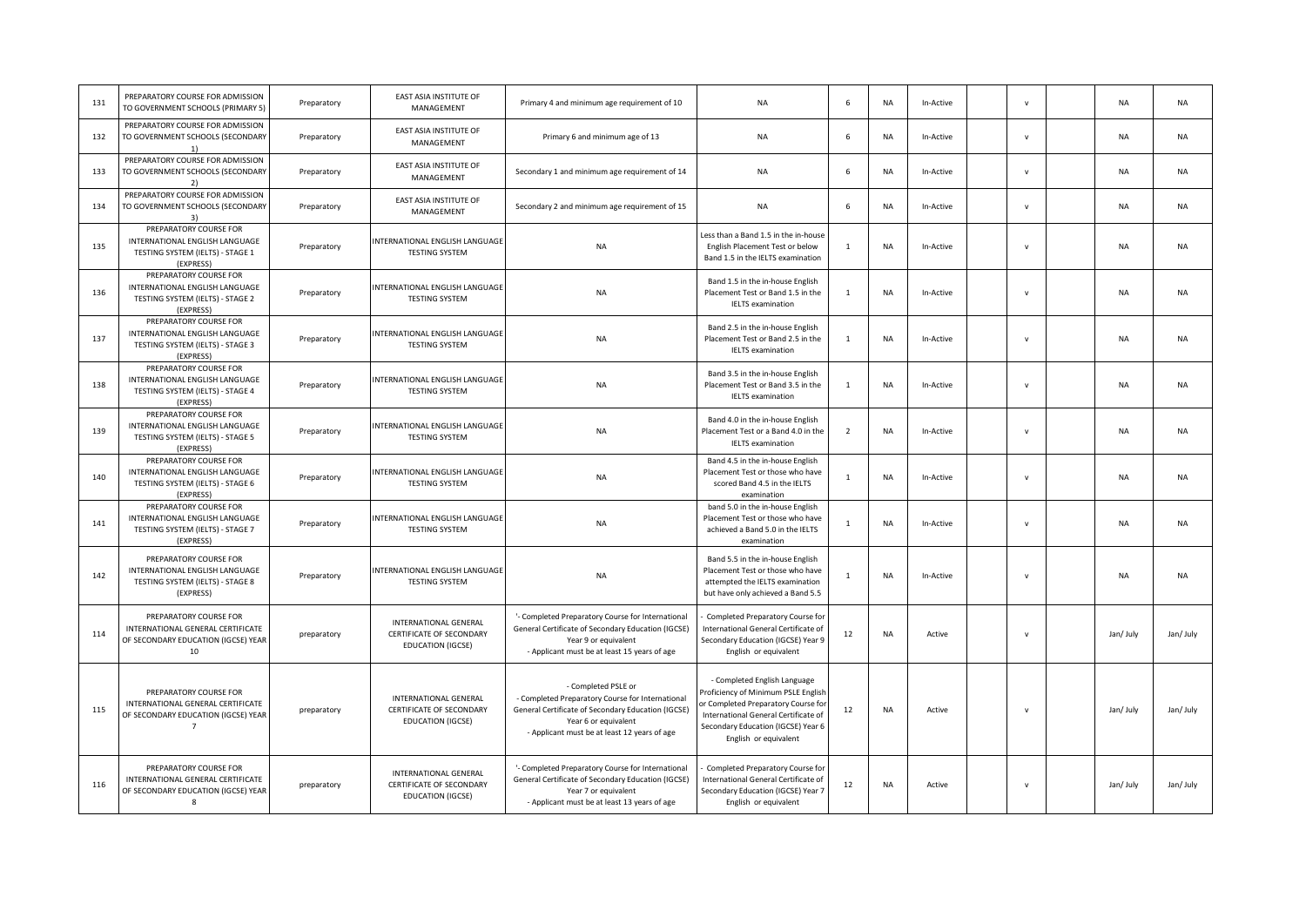| | | | | | | | | | | | | | |
|---|---|---|---|---|---|---|---|---|---|---|---|---|---|
| 131 | PREPARATORY COURSE FOR ADMISSION TO GOVERNMENT SCHOOLS (PRIMARY 5) | Preparatory | EAST ASIA INSTITUTE OF MANAGEMENT | Primary 4 and minimum age requirement of 10 | NA | 6 | NA | In-Active | | v | | NA | NA |
| 132 | PREPARATORY COURSE FOR ADMISSION TO GOVERNMENT SCHOOLS (SECONDARY 1) | Preparatory | EAST ASIA INSTITUTE OF MANAGEMENT | Primary 6 and minimum age of 13 | NA | 6 | NA | In-Active | | v | | NA | NA |
| 133 | PREPARATORY COURSE FOR ADMISSION TO GOVERNMENT SCHOOLS (SECONDARY 2) | Preparatory | EAST ASIA INSTITUTE OF MANAGEMENT | Secondary 1 and minimum age requirement of 14 | NA | 6 | NA | In-Active | | v | | NA | NA |
| 134 | PREPARATORY COURSE FOR ADMISSION TO GOVERNMENT SCHOOLS (SECONDARY 3) | Preparatory | EAST ASIA INSTITUTE OF MANAGEMENT | Secondary 2 and minimum age requirement of 15 | NA | 6 | NA | In-Active | | v | | NA | NA |
| 135 | PREPARATORY COURSE FOR INTERNATIONAL ENGLISH LANGUAGE TESTING SYSTEM (IELTS) - STAGE 1 (EXPRESS) | Preparatory | INTERNATIONAL ENGLISH LANGUAGE TESTING SYSTEM | NA | Less than a Band 1.5 in the in-house English Placement Test or below Band 1.5 in the IELTS examination | 1 | NA | In-Active | | v | | NA | NA |
| 136 | PREPARATORY COURSE FOR INTERNATIONAL ENGLISH LANGUAGE TESTING SYSTEM (IELTS) - STAGE 2 (EXPRESS) | Preparatory | INTERNATIONAL ENGLISH LANGUAGE TESTING SYSTEM | NA | Band 1.5 in the in-house English Placement Test or Band 1.5 in the IELTS examination | 1 | NA | In-Active | | v | | NA | NA |
| 137 | PREPARATORY COURSE FOR INTERNATIONAL ENGLISH LANGUAGE TESTING SYSTEM (IELTS) - STAGE 3 (EXPRESS) | Preparatory | INTERNATIONAL ENGLISH LANGUAGE TESTING SYSTEM | NA | Band 2.5 in the in-house English Placement Test or Band 2.5 in the IELTS examination | 1 | NA | In-Active | | v | | NA | NA |
| 138 | PREPARATORY COURSE FOR INTERNATIONAL ENGLISH LANGUAGE TESTING SYSTEM (IELTS) - STAGE 4 (EXPRESS) | Preparatory | INTERNATIONAL ENGLISH LANGUAGE TESTING SYSTEM | NA | Band 3.5 in the in-house English Placement Test or Band 3.5 in the IELTS examination | 1 | NA | In-Active | | v | | NA | NA |
| 139 | PREPARATORY COURSE FOR INTERNATIONAL ENGLISH LANGUAGE TESTING SYSTEM (IELTS) - STAGE 5 (EXPRESS) | Preparatory | INTERNATIONAL ENGLISH LANGUAGE TESTING SYSTEM | NA | Band 4.0 in the in-house English Placement Test or a Band 4.0 in the IELTS examination | 2 | NA | In-Active | | v | | NA | NA |
| 140 | PREPARATORY COURSE FOR INTERNATIONAL ENGLISH LANGUAGE TESTING SYSTEM (IELTS) - STAGE 6 (EXPRESS) | Preparatory | INTERNATIONAL ENGLISH LANGUAGE TESTING SYSTEM | NA | Band 4.5 in the in-house English Placement Test or those who have scored Band 4.5 in the IELTS examination | 1 | NA | In-Active | | v | | NA | NA |
| 141 | PREPARATORY COURSE FOR INTERNATIONAL ENGLISH LANGUAGE TESTING SYSTEM (IELTS) - STAGE 7 (EXPRESS) | Preparatory | INTERNATIONAL ENGLISH LANGUAGE TESTING SYSTEM | NA | band 5.0 in the in-house English Placement Test or those who have achieved a Band 5.0 in the IELTS examination | 1 | NA | In-Active | | v | | NA | NA |
| 142 | PREPARATORY COURSE FOR INTERNATIONAL ENGLISH LANGUAGE TESTING SYSTEM (IELTS) - STAGE 8 (EXPRESS) | Preparatory | INTERNATIONAL ENGLISH LANGUAGE TESTING SYSTEM | NA | Band 5.5 in the in-house English Placement Test or those who have attempted the IELTS examination but have only achieved a Band 5.5 | 1 | NA | In-Active | | v | | NA | NA |
| 114 | PREPARATORY COURSE FOR INTERNATIONAL GENERAL CERTIFICATE OF SECONDARY EDUCATION (IGCSE) YEAR 10 | preparatory | INTERNATIONAL GENERAL CERTIFICATE OF SECONDARY EDUCATION (IGCSE) | '- Completed Preparatory Course for International General Certificate of Secondary Education (IGCSE) Year 9 or equivalent<br>- Applicant must be at least 15 years of age | - Completed Preparatory Course for International General Certificate of Secondary Education (IGCSE) Year 9 English or equivalent | 12 | NA | Active | | v | | Jan/ July | Jan/ July |
| 115 | PREPARATORY COURSE FOR INTERNATIONAL GENERAL CERTIFICATE OF SECONDARY EDUCATION (IGCSE) YEAR 7 | preparatory | INTERNATIONAL GENERAL CERTIFICATE OF SECONDARY EDUCATION (IGCSE) | - Completed PSLE or<br>- Completed Preparatory Course for International General Certificate of Secondary Education (IGCSE) Year 6 or equivalent<br>- Applicant must be at least 12 years of age | - Completed English Language Proficiency of Minimum PSLE English or Completed Preparatory Course for International General Certificate of Secondary Education (IGCSE) Year 6 English or equivalent | 12 | NA | Active | | v | | Jan/ July | Jan/ July |
| 116 | PREPARATORY COURSE FOR INTERNATIONAL GENERAL CERTIFICATE OF SECONDARY EDUCATION (IGCSE) YEAR 8 | preparatory | INTERNATIONAL GENERAL CERTIFICATE OF SECONDARY EDUCATION (IGCSE) | '- Completed Preparatory Course for International General Certificate of Secondary Education (IGCSE) Year 7 or equivalent<br>- Applicant must be at least 13 years of age | - Completed Preparatory Course for International General Certificate of Secondary Education (IGCSE) Year 7 English or equivalent | 12 | NA | Active | | v | | Jan/ July | Jan/ July |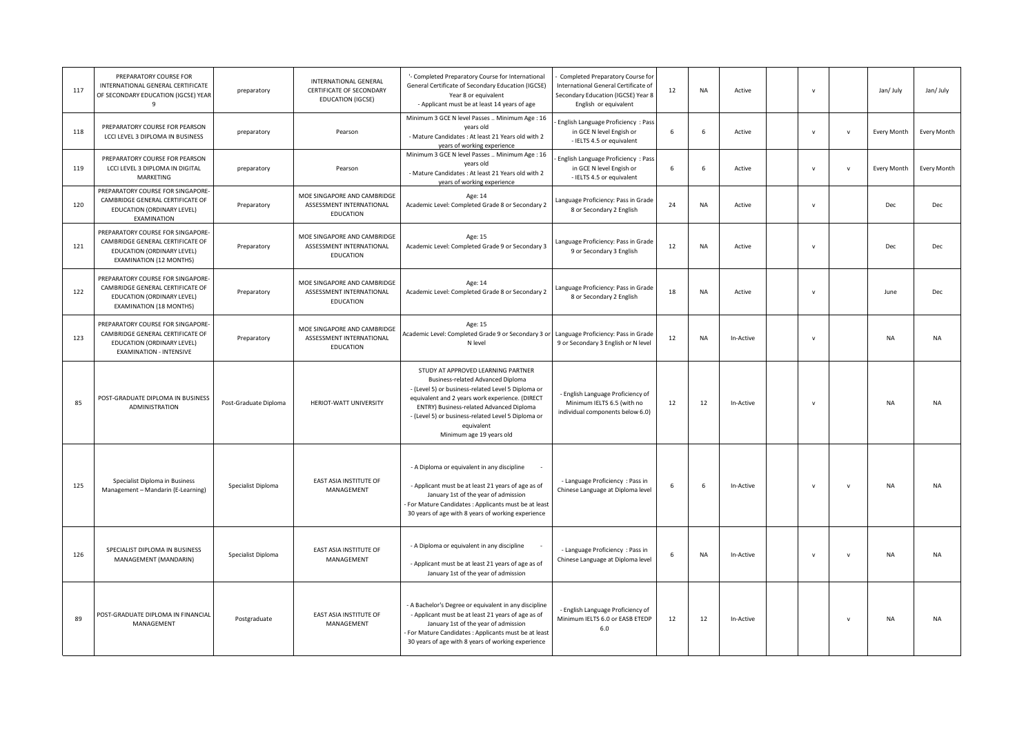| | | | | | | | | | | | | | |
|---|---|---|---|---|---|---|---|---|---|---|---|---|---|
| 117 | PREPARATORY COURSE FOR INTERNATIONAL GENERAL CERTIFICATE OF SECONDARY EDUCATION (IGCSE) YEAR 9 | preparatory | INTERNATIONAL GENERAL CERTIFICATE OF SECONDARY EDUCATION (IGCSE) | '- Completed Preparatory Course for International General Certificate of Secondary Education (IGCSE) Year 8 or equivalent<br>- Applicant must be at least 14 years of age | - Completed Preparatory Course for International General Certificate of Secondary Education (IGCSE) Year 8 English or equivalent | 12 | NA | Active | | v | | Jan/ July | Jan/ July |
| 118 | PREPARATORY COURSE FOR PEARSON LCCI LEVEL 3 DIPLOMA IN BUSINESS | preparatory | Pearson | Minimum 3 GCE N level Passes .. Minimum Age : 16 years old<br>- Mature Candidates : At least 21 Years old with 2 years of working experience | - English Language Proficiency : Pass in GCE N level Engish or<br>- IELTS 4.5 or equivalent | 6 | 6 | Active | | v | v | Every Month | Every Month |
| 119 | PREPARATORY COURSE FOR PEARSON LCCI LEVEL 3 DIPLOMA IN DIGITAL MARKETING | preparatory | Pearson | Minimum 3 GCE N level Passes .. Minimum Age : 16 years old<br>- Mature Candidates : At least 21 Years old with 2 years of working experience | - English Language Proficiency : Pass in GCE N level Engish or<br>- IELTS 4.5 or equivalent | 6 | 6 | Active | | v | v | Every Month | Every Month |
| 120 | PREPARATORY COURSE FOR SINGAPORE-CAMBRIDGE GENERAL CERTIFICATE OF EDUCATION (ORDINARY LEVEL) EXAMINATION | Preparatory | MOE SINGAPORE AND CAMBRIDGE ASSESSMENT INTERNATIONAL EDUCATION | Age: 14<br>Academic Level: Completed Grade 8 or Secondary 2 | Language Proficiency: Pass in Grade 8 or Secondary 2 English | 24 | NA | Active | | v | | Dec | Dec |
| 121 | PREPARATORY COURSE FOR SINGAPORE-CAMBRIDGE GENERAL CERTIFICATE OF EDUCATION (ORDINARY LEVEL) EXAMINATION (12 MONTHS) | Preparatory | MOE SINGAPORE AND CAMBRIDGE ASSESSMENT INTERNATIONAL EDUCATION | Age: 15<br>Academic Level: Completed Grade 9 or Secondary 3 | Language Proficiency: Pass in Grade 9 or Secondary 3 English | 12 | NA | Active | | v | | Dec | Dec |
| 122 | PREPARATORY COURSE FOR SINGAPORE-CAMBRIDGE GENERAL CERTIFICATE OF EDUCATION (ORDINARY LEVEL) EXAMINATION (18 MONTHS) | Preparatory | MOE SINGAPORE AND CAMBRIDGE ASSESSMENT INTERNATIONAL EDUCATION | Age: 14<br>Academic Level: Completed Grade 8 or Secondary 2 | Language Proficiency: Pass in Grade 8 or Secondary 2 English | 18 | NA | Active | | v | | June | Dec |
| 123 | PREPARATORY COURSE FOR SINGAPORE-CAMBRIDGE GENERAL CERTIFICATE OF EDUCATION (ORDINARY LEVEL) EXAMINATION - INTENSIVE | Preparatory | MOE SINGAPORE AND CAMBRIDGE ASSESSMENT INTERNATIONAL EDUCATION | Age: 15<br>Academic Level: Completed Grade 9 or Secondary 3 or N level | Language Proficiency: Pass in Grade 9 or Secondary 3 English or N level | 12 | NA | In-Active | | v | | NA | NA |
| 85 | POST-GRADUATE DIPLOMA IN BUSINESS ADMINISTRATION | Post-Graduate Diploma | HERIOT-WATT UNIVERSITY | STUDY AT APPROVED LEARNING PARTNER<br>Business-related Advanced Diploma<br>- (Level 5) or business-related Level 5 Diploma or equivalent and 2 years work experience. (DIRECT ENTRY) Business-related Advanced Diploma<br>- (Level 5) or business-related Level 5 Diploma or equivalent<br>Minimum age 19 years old | - English Language Proficiency of Minimum IELTS 6.5 (with no individual components below 6.0) | 12 | 12 | In-Active | | v | | NA | NA |
| 125 | Specialist Diploma in Business Management – Mandarin (E-Learning) | Specialist Diploma | EAST ASIA INSTITUTE OF MANAGEMENT | - A Diploma or equivalent in any discipline -<br>- Applicant must be at least 21 years of age as of January 1st of the year of admission<br>- For Mature Candidates : Applicants must be at least 30 years of age with 8 years of working experience | - Language Proficiency : Pass in Chinese Language at Diploma level | 6 | 6 | In-Active | | v | v | NA | NA |
| 126 | SPECIALIST DIPLOMA IN BUSINESS MANAGEMENT (MANDARIN) | Specialist Diploma | EAST ASIA INSTITUTE OF MANAGEMENT | - A Diploma or equivalent in any discipline -<br>- Applicant must be at least 21 years of age as of January 1st of the year of admission | - Language Proficiency : Pass in Chinese Language at Diploma level | 6 | NA | In-Active | | v | v | NA | NA |
| 89 | POST-GRADUATE DIPLOMA IN FINANCIAL MANAGEMENT | Postgraduate | EAST ASIA INSTITUTE OF MANAGEMENT | - A Bachelor's Degree or equivalent in any discipline<br>- Applicant must be at least 21 years of age as of January 1st of the year of admission<br>- For Mature Candidates : Applicants must be at least 30 years of age with 8 years of working experience | - English Language Proficiency of Minimum IELTS 6.0 or EASB ETEDP 6.0 | 12 | 12 | In-Active | | | v | NA | NA |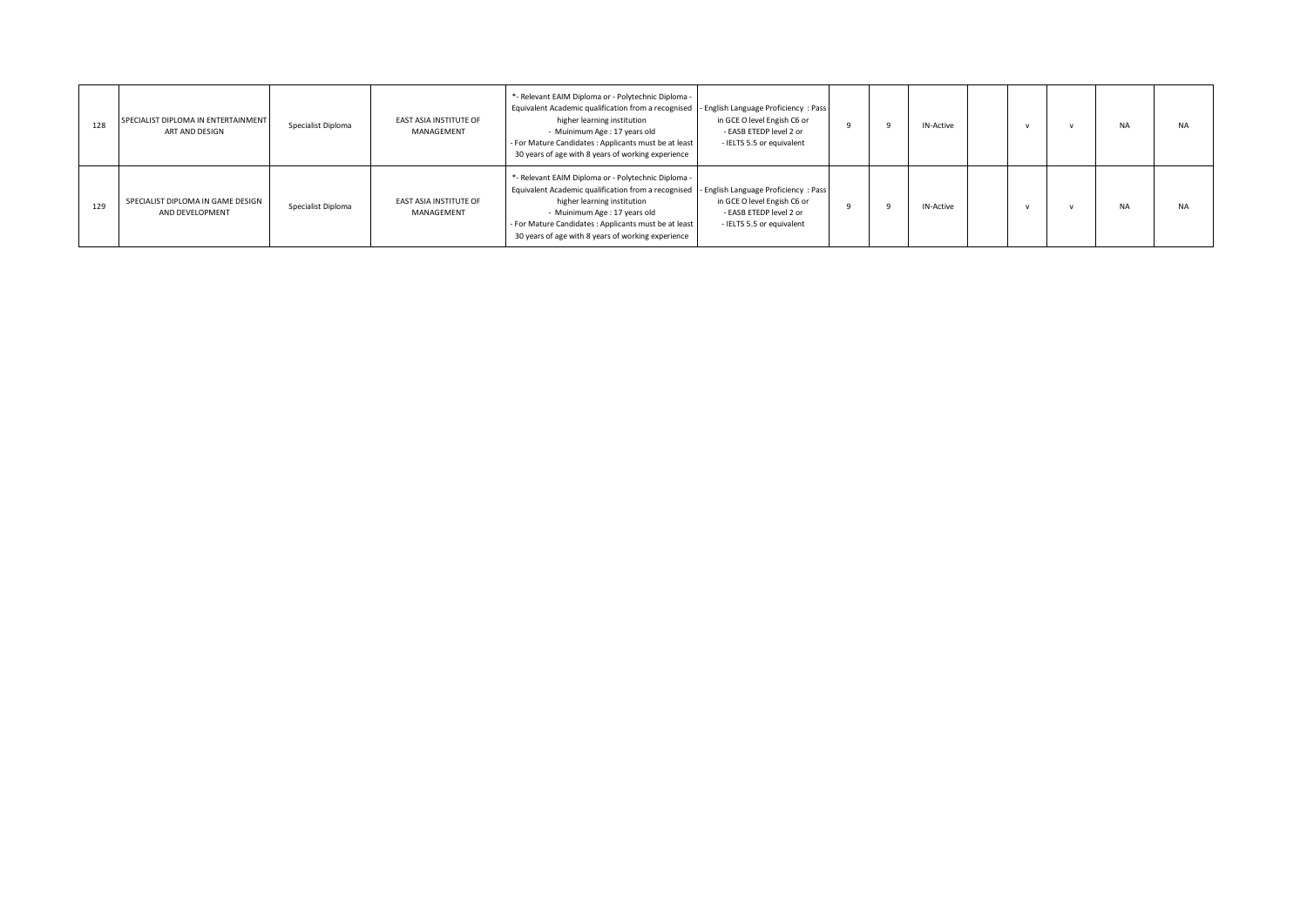| | | | | | | | | | | | | | |
|---|---|---|---|---|---|---|---|---|---|---|---|---|---|
| 128 | SPECIALIST DIPLOMA IN ENTERTAINMENT ART AND DESIGN | Specialist Diploma | EAST ASIA INSTITUTE OF MANAGEMENT | *- Relevant EAIM Diploma or - Polytechnic Diploma - Equivalent Academic qualification from a recognised higher learning institution - Muinimum Age : 17 years old - For Mature Candidates : Applicants must be at least 30 years of age with 8 years of working experience | - English Language Proficiency : Pass in GCE O level Engish C6 or - EASB ETEDP level 2 or - IELTS 5.5 or equivalent | 9 | 9 | IN-Active | | v | v | NA | NA |
| 129 | SPECIALIST DIPLOMA IN GAME DESIGN AND DEVELOPMENT | Specialist Diploma | EAST ASIA INSTITUTE OF MANAGEMENT | *- Relevant EAIM Diploma or - Polytechnic Diploma - Equivalent Academic qualification from a recognised higher learning institution - Muinimum Age : 17 years old - For Mature Candidates : Applicants must be at least 30 years of age with 8 years of working experience | - English Language Proficiency : Pass in GCE O level Engish C6 or - EASB ETEDP level 2 or - IELTS 5.5 or equivalent | 9 | 9 | IN-Active | | v | v | NA | NA |